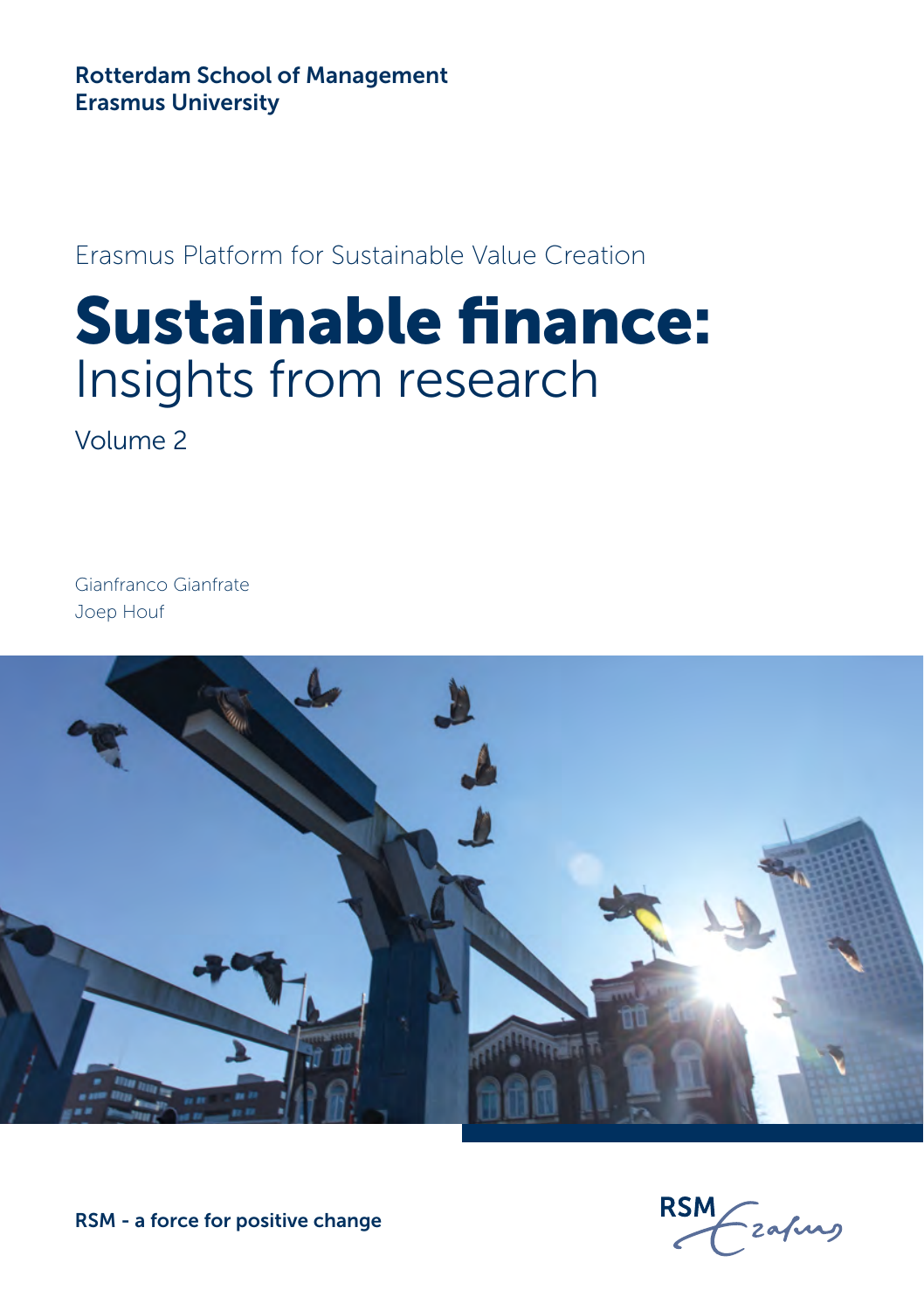**Rotterdam School of Management**
**Erasmus University**

Erasmus Platform for Sustainable Value Creation

# Sustainable finance:
## Insights from research

Volume 2

Gianfranco Gianfrate
Joep Houf

**RSM - a force for positive change**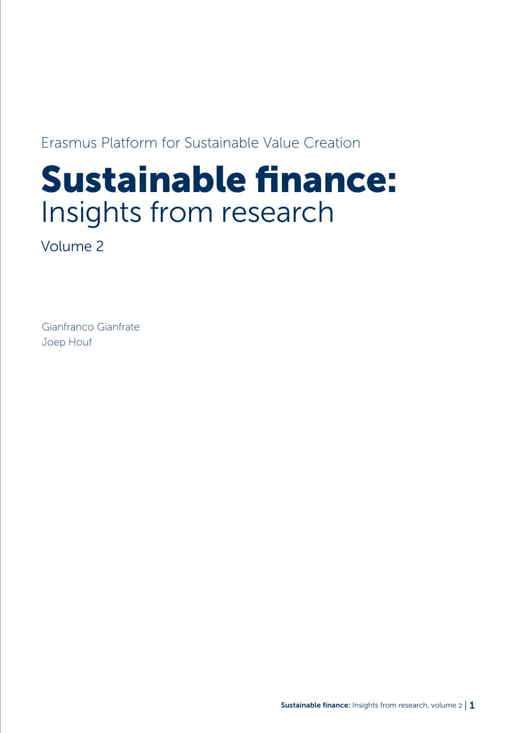Erasmus Platform for Sustainable Value Creation

# Sustainable finance: Insights from research

Volume 2

Gianfranco Gianfrate
Joep Houf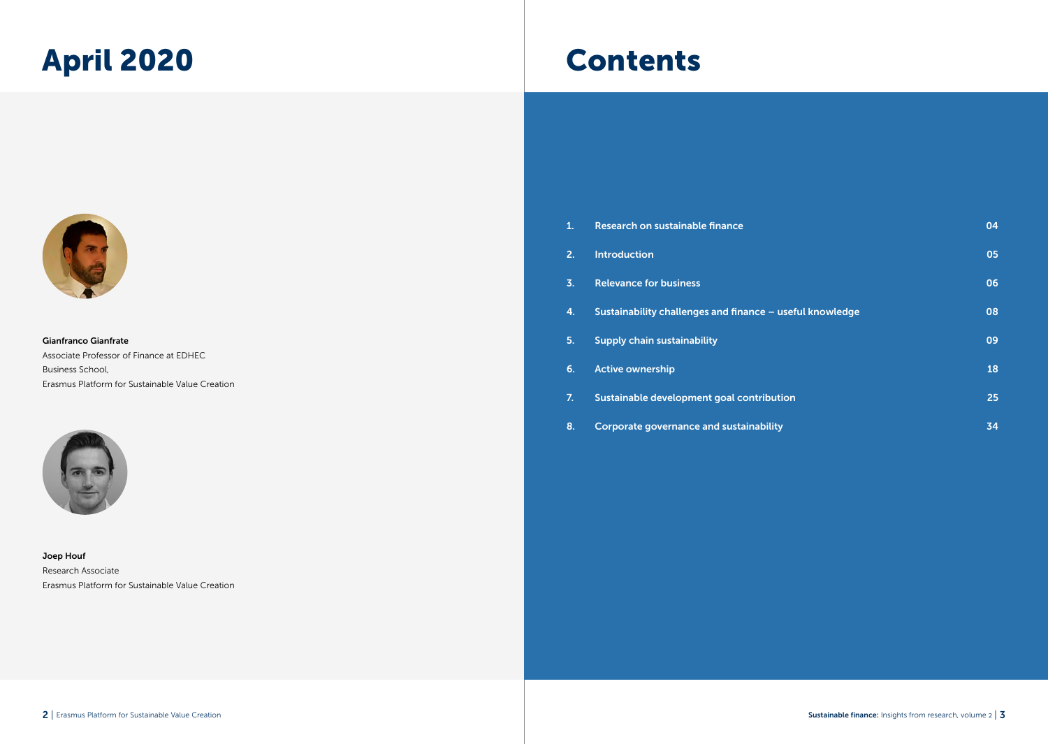# April 2020

**Gianfranco Gianfrate**
Associate Professor of Finance at EDHEC Business School,
Erasmus Platform for Sustainable Value Creation

**Joep Houf**
Research Associate
Erasmus Platform for Sustainable Value Creation

# Contents

| | | |
|---|---|---|
| **1.** | **Research on sustainable finance** | **04** |
| **2.** | **Introduction** | **05** |
| **3.** | **Relevance for business** | **06** |
| **4.** | **Sustainability challenges and finance – useful knowledge** | **08** |
| **5.** | **Supply chain sustainability** | **09** |
| **6.** | **Active ownership** | **18** |
| **7.** | **Sustainable development goal contribution** | **25** |
| **8.** | **Corporate governance and sustainability** | **34** |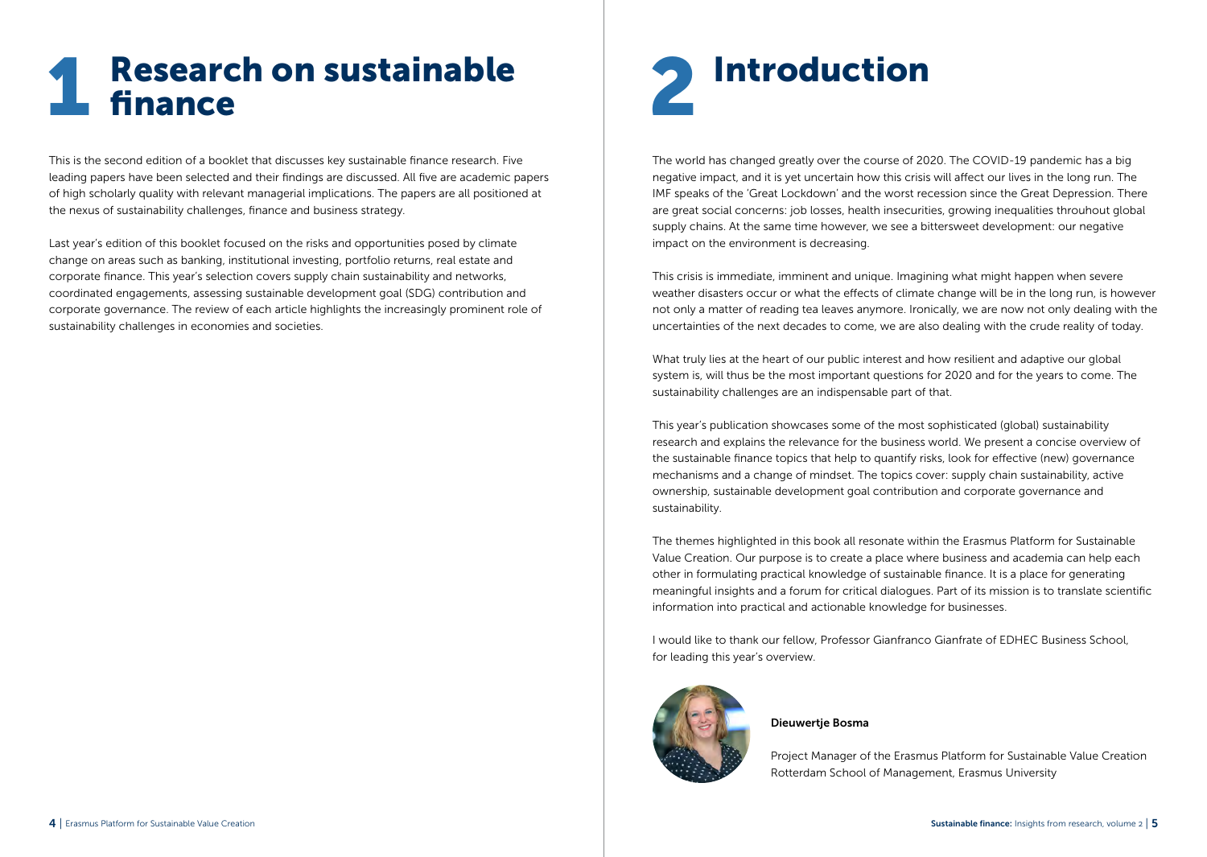# 1 Research on sustainable finance

This is the second edition of a booklet that discusses key sustainable finance research. Five leading papers have been selected and their findings are discussed. All five are academic papers of high scholarly quality with relevant managerial implications. The papers are all positioned at the nexus of sustainability challenges, finance and business strategy.

Last year's edition of this booklet focused on the risks and opportunities posed by climate change on areas such as banking, institutional investing, portfolio returns, real estate and corporate finance. This year's selection covers supply chain sustainability and networks, coordinated engagements, assessing sustainable development goal (SDG) contribution and corporate governance. The review of each article highlights the increasingly prominent role of sustainability challenges in economies and societies.

# 2 Introduction

The world has changed greatly over the course of 2020. The COVID-19 pandemic has a big negative impact, and it is yet uncertain how this crisis will affect our lives in the long run. The IMF speaks of the 'Great Lockdown' and the worst recession since the Great Depression. There are great social concerns: job losses, health insecurities, growing inequalities throuhout global supply chains. At the same time however, we see a bittersweet development: our negative impact on the environment is decreasing.

This crisis is immediate, imminent and unique. Imagining what might happen when severe weather disasters occur or what the effects of climate change will be in the long run, is however not only a matter of reading tea leaves anymore. Ironically, we are now not only dealing with the uncertainties of the next decades to come, we are also dealing with the crude reality of today.

What truly lies at the heart of our public interest and how resilient and adaptive our global system is, will thus be the most important questions for 2020 and for the years to come. The sustainability challenges are an indispensable part of that.

This year's publication showcases some of the most sophisticated (global) sustainability research and explains the relevance for the business world. We present a concise overview of the sustainable finance topics that help to quantify risks, look for effective (new) governance mechanisms and a change of mindset. The topics cover: supply chain sustainability, active ownership, sustainable development goal contribution and corporate governance and sustainability.

The themes highlighted in this book all resonate within the Erasmus Platform for Sustainable Value Creation. Our purpose is to create a place where business and academia can help each other in formulating practical knowledge of sustainable finance. It is a place for generating meaningful insights and a forum for critical dialogues. Part of its mission is to translate scientific information into practical and actionable knowledge for businesses.

I would like to thank our fellow, Professor Gianfranco Gianfrate of EDHEC Business School, for leading this year's overview.

**Dieuwertje Bosma**

Project Manager of the Erasmus Platform for Sustainable Value Creation
Rotterdam School of Management, Erasmus University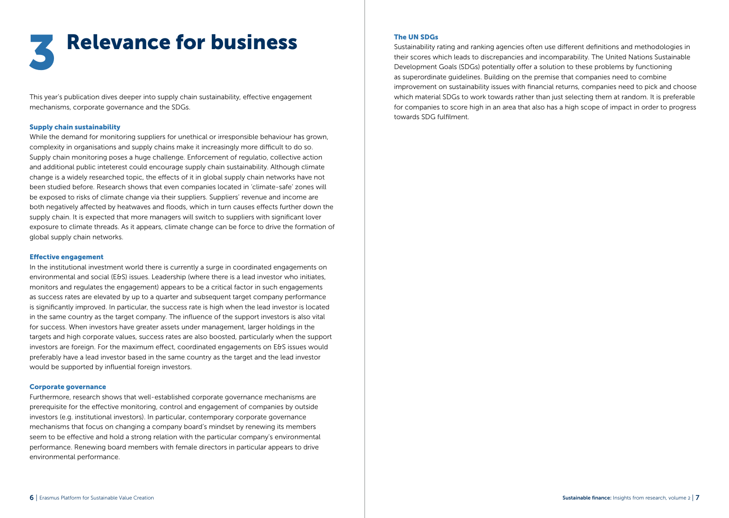# 3 Relevance for business

This year's publication dives deeper into supply chain sustainability, effective engagement mechanisms, corporate governance and the SDGs.

### Supply chain sustainability

While the demand for monitoring suppliers for unethical or irresponsible behaviour has grown, complexity in organisations and supply chains make it increasingly more difficult to do so. Supply chain monitoring poses a huge challenge. Enforcement of regulatio, collective action and additional public inteterest could encourage supply chain sustainability. Although climate change is a widely researched topic, the effects of it in global supply chain networks have not been studied before. Research shows that even companies located in 'climate-safe' zones will be exposed to risks of climate change via their suppliers. Suppliers' revenue and income are both negatively affected by heatwaves and floods, which in turn causes effects further down the supply chain. It is expected that more managers will switch to suppliers with significant lover exposure to climate threads. As it appears, climate change can be force to drive the formation of global supply chain networks.

### Effective engagement

In the institutional investment world there is currently a surge in coordinated engagements on environmental and social (E&S) issues. Leadership (where there is a lead investor who initiates, monitors and regulates the engagement) appears to be a critical factor in such engagements as success rates are elevated by up to a quarter and subsequent target company performance is significantly improved. In particular, the success rate is high when the lead investor is located in the same country as the target company. The influence of the support investors is also vital for success. When investors have greater assets under management, larger holdings in the targets and high corporate values, success rates are also boosted, particularly when the support investors are foreign. For the maximum effect, coordinated engagements on E&S issues would preferably have a lead investor based in the same country as the target and the lead investor would be supported by influential foreign investors.

### Corporate governance

Furthermore, research shows that well-established corporate governance mechanisms are prerequisite for the effective monitoring, control and engagement of companies by outside investors (e.g. institutional investors). In particular, contemporary corporate governance mechanisms that focus on changing a company board's mindset by renewing its members seem to be effective and hold a strong relation with the particular company's environmental performance. Renewing board members with female directors in particular appears to drive environmental performance.

### The UN SDGs

Sustainability rating and ranking agencies often use different definitions and methodologies in their scores which leads to discrepancies and incomparability. The United Nations Sustainable Development Goals (SDGs) potentially offer a solution to these problems by functioning as superordinate guidelines. Building on the premise that companies need to combine improvement on sustainability issues with financial returns, companies need to pick and choose which material SDGs to work towards rather than just selecting them at random. It is preferable for companies to score high in an area that also has a high scope of impact in order to progress towards SDG fulfilment.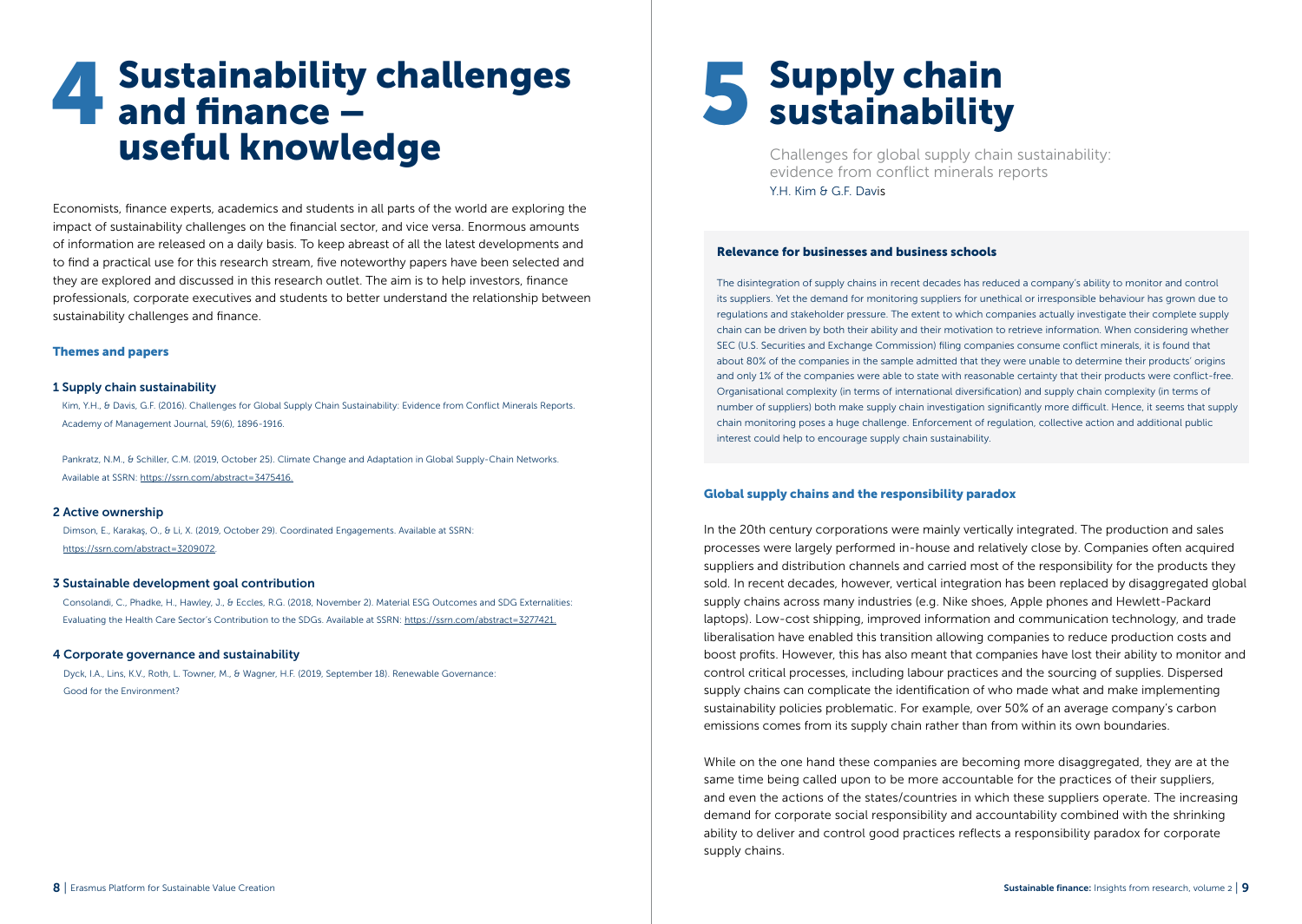# 4 Sustainability challenges and finance – useful knowledge

Economists, finance experts, academics and students in all parts of the world are exploring the impact of sustainability challenges on the financial sector, and vice versa. Enormous amounts of information are released on a daily basis. To keep abreast of all the latest developments and to find a practical use for this research stream, five noteworthy papers have been selected and they are explored and discussed in this research outlet. The aim is to help investors, finance professionals, corporate executives and students to better understand the relationship between sustainability challenges and finance.

### Themes and papers

#### 1 Supply chain sustainability

Kim, Y.H., & Davis, G.F. (2016). Challenges for Global Supply Chain Sustainability: Evidence from Conflict Minerals Reports. Academy of Management Journal, 59(6), 1896-1916.

Pankratz, N.M., & Schiller, C.M. (2019, October 25). Climate Change and Adaptation in Global Supply-Chain Networks. Available at SSRN: https://ssrn.com/abstract=3475416.

#### 2 Active ownership

Dimson, E., Karakaş, O., & Li, X. (2019, October 29). Coordinated Engagements. Available at SSRN: https://ssrn.com/abstract=3209072.

#### 3 Sustainable development goal contribution

Consolandi, C., Phadke, H., Hawley, J., & Eccles, R.G. (2018, November 2). Material ESG Outcomes and SDG Externalities: Evaluating the Health Care Sector's Contribution to the SDGs. Available at SSRN: https://ssrn.com/abstract=3277421.

#### 4 Corporate governance and sustainability

Dyck, I.A., Lins, K.V., Roth, L. Towner, M., & Wagner, H.F. (2019, September 18). Renewable Governance: Good for the Environment?

# 5 Supply chain sustainability

Challenges for global supply chain sustainability: evidence from conflict minerals reports

Y.H. Kim & G.F. Davis

### Relevance for businesses and business schools

The disintegration of supply chains in recent decades has reduced a company's ability to monitor and control its suppliers. Yet the demand for monitoring suppliers for unethical or irresponsible behaviour has grown due to regulations and stakeholder pressure. The extent to which companies actually investigate their complete supply chain can be driven by both their ability and their motivation to retrieve information. When considering whether SEC (U.S. Securities and Exchange Commission) filing companies consume conflict minerals, it is found that about 80% of the companies in the sample admitted that they were unable to determine their products' origins and only 1% of the companies were able to state with reasonable certainty that their products were conflict-free. Organisational complexity (in terms of international diversification) and supply chain complexity (in terms of number of suppliers) both make supply chain investigation significantly more difficult. Hence, it seems that supply chain monitoring poses a huge challenge. Enforcement of regulation, collective action and additional public interest could help to encourage supply chain sustainability.

### Global supply chains and the responsibility paradox

In the 20th century corporations were mainly vertically integrated. The production and sales processes were largely performed in-house and relatively close by. Companies often acquired suppliers and distribution channels and carried most of the responsibility for the products they sold. In recent decades, however, vertical integration has been replaced by disaggregated global supply chains across many industries (e.g. Nike shoes, Apple phones and Hewlett-Packard laptops). Low-cost shipping, improved information and communication technology, and trade liberalisation have enabled this transition allowing companies to reduce production costs and boost profits. However, this has also meant that companies have lost their ability to monitor and control critical processes, including labour practices and the sourcing of supplies. Dispersed supply chains can complicate the identification of who made what and make implementing sustainability policies problematic. For example, over 50% of an average company's carbon emissions comes from its supply chain rather than from within its own boundaries.

While on the one hand these companies are becoming more disaggregated, they are at the same time being called upon to be more accountable for the practices of their suppliers, and even the actions of the states/countries in which these suppliers operate. The increasing demand for corporate social responsibility and accountability combined with the shrinking ability to deliver and control good practices reflects a responsibility paradox for corporate supply chains.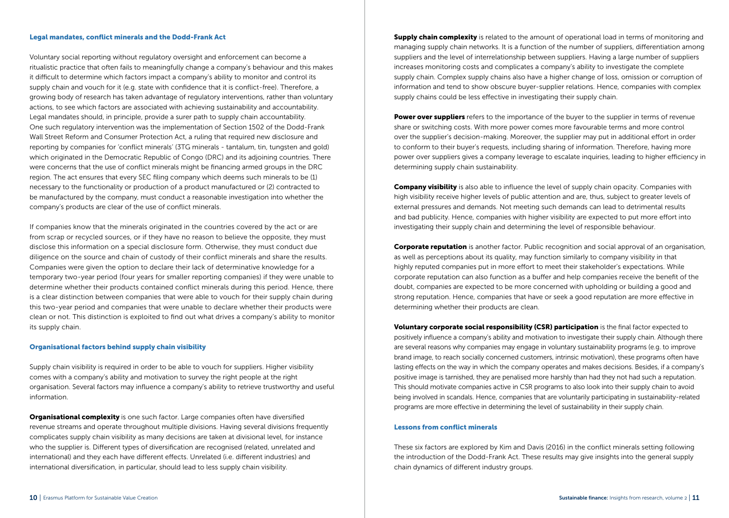### Legal mandates, conflict minerals and the Dodd-Frank Act

Voluntary social reporting without regulatory oversight and enforcement can become a ritualistic practice that often fails to meaningfully change a company's behaviour and this makes it difficult to determine which factors impact a company's ability to monitor and control its supply chain and vouch for it (e.g. state with confidence that it is conflict-free). Therefore, a growing body of research has taken advantage of regulatory interventions, rather than voluntary actions, to see which factors are associated with achieving sustainability and accountability. Legal mandates should, in principle, provide a surer path to supply chain accountability. One such regulatory intervention was the implementation of Section 1502 of the Dodd-Frank Wall Street Reform and Consumer Protection Act, a ruling that required new disclosure and reporting by companies for 'conflict minerals' (3TG minerals - tantalum, tin, tungsten and gold) which originated in the Democratic Republic of Congo (DRC) and its adjoining countries. There were concerns that the use of conflict minerals might be financing armed groups in the DRC region. The act ensures that every SEC filing company which deems such minerals to be (1) necessary to the functionality or production of a product manufactured or (2) contracted to be manufactured by the company, must conduct a reasonable investigation into whether the company's products are clear of the use of conflict minerals.

If companies know that the minerals originated in the countries covered by the act or are from scrap or recycled sources, or if they have no reason to believe the opposite, they must disclose this information on a special disclosure form. Otherwise, they must conduct due diligence on the source and chain of custody of their conflict minerals and share the results. Companies were given the option to declare their lack of determinative knowledge for a temporary two-year period (four years for smaller reporting companies) if they were unable to determine whether their products contained conflict minerals during this period. Hence, there is a clear distinction between companies that were able to vouch for their supply chain during this two-year period and companies that were unable to declare whether their products were clean or not. This distinction is exploited to find out what drives a company's ability to monitor its supply chain.

### Organisational factors behind supply chain visibility

Supply chain visibility is required in order to be able to vouch for suppliers. Higher visibility comes with a company's ability and motivation to survey the right people at the right organisation. Several factors may influence a company's ability to retrieve trustworthy and useful information.

**Organisational complexity** is one such factor. Large companies often have diversified revenue streams and operate throughout multiple divisions. Having several divisions frequently complicates supply chain visibility as many decisions are taken at divisional level, for instance who the supplier is. Different types of diversification are recognised (related, unrelated and international) and they each have different effects. Unrelated (i.e. different industries) and international diversification, in particular, should lead to less supply chain visibility.

**Supply chain complexity** is related to the amount of operational load in terms of monitoring and managing supply chain networks. It is a function of the number of suppliers, differentiation among suppliers and the level of interrelationship between suppliers. Having a large number of suppliers increases monitoring costs and complicates a company's ability to investigate the complete supply chain. Complex supply chains also have a higher change of loss, omission or corruption of information and tend to show obscure buyer-supplier relations. Hence, companies with complex supply chains could be less effective in investigating their supply chain.

**Power over suppliers** refers to the importance of the buyer to the supplier in terms of revenue share or switching costs. With more power comes more favourable terms and more control over the supplier's decision-making. Moreover, the supplier may put in additional effort in order to conform to their buyer's requests, including sharing of information. Therefore, having more power over suppliers gives a company leverage to escalate inquiries, leading to higher efficiency in determining supply chain sustainability.

**Company visibility** is also able to influence the level of supply chain opacity. Companies with high visibility receive higher levels of public attention and are, thus, subject to greater levels of external pressures and demands. Not meeting such demands can lead to detrimental results and bad publicity. Hence, companies with higher visibility are expected to put more effort into investigating their supply chain and determining the level of responsible behaviour.

**Corporate reputation** is another factor. Public recognition and social approval of an organisation, as well as perceptions about its quality, may function similarly to company visibility in that highly reputed companies put in more effort to meet their stakeholder's expectations. While corporate reputation can also function as a buffer and help companies receive the benefit of the doubt, companies are expected to be more concerned with upholding or building a good and strong reputation. Hence, companies that have or seek a good reputation are more effective in determining whether their products are clean.

**Voluntary corporate social responsibility (CSR) participation** is the final factor expected to positively influence a company's ability and motivation to investigate their supply chain. Although there are several reasons why companies may engage in voluntary sustainability programs (e.g. to improve brand image, to reach socially concerned customers, intrinsic motivation), these programs often have lasting effects on the way in which the company operates and makes decisions. Besides, if a company's positive image is tarnished, they are penalised more harshly than had they not had such a reputation. This should motivate companies active in CSR programs to also look into their supply chain to avoid being involved in scandals. Hence, companies that are voluntarily participating in sustainability-related programs are more effective in determining the level of sustainability in their supply chain.

### Lessons from conflict minerals

These six factors are explored by Kim and Davis (2016) in the conflict minerals setting following the introduction of the Dodd-Frank Act. These results may give insights into the general supply chain dynamics of different industry groups.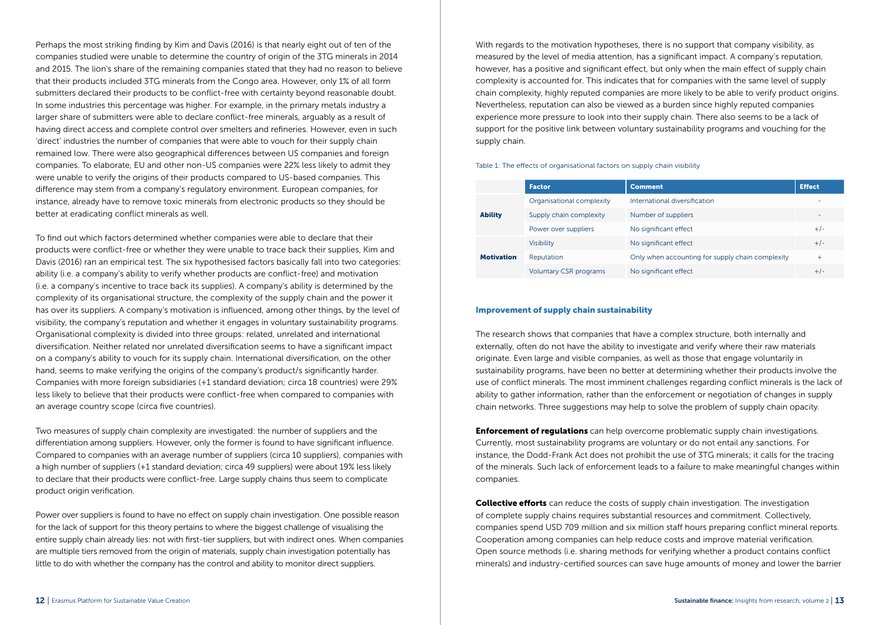Perhaps the most striking finding by Kim and Davis (2016) is that nearly eight out of ten of the companies studied were unable to determine the country of origin of the 3TG minerals in 2014 and 2015. The lion's share of the remaining companies stated that they had no reason to believe that their products included 3TG minerals from the Congo area. However, only 1% of all form submitters declared their products to be conflict-free with certainty beyond reasonable doubt. In some industries this percentage was higher. For example, in the primary metals industry a larger share of submitters were able to declare conflict-free minerals, arguably as a result of having direct access and complete control over smelters and refineries. However, even in such 'direct' industries the number of companies that were able to vouch for their supply chain remained low. There were also geographical differences between US companies and foreign companies. To elaborate, EU and other non-US companies were 22% less likely to admit they were unable to verify the origins of their products compared to US-based companies. This difference may stem from a company's regulatory environment. European companies, for instance, already have to remove toxic minerals from electronic products so they should be better at eradicating conflict minerals as well.

To find out which factors determined whether companies were able to declare that their products were conflict-free or whether they were unable to trace back their supplies, Kim and Davis (2016) ran an empirical test. The six hypothesised factors basically fall into two categories: ability (i.e. a company's ability to verify whether products are conflict-free) and motivation (i.e. a company's incentive to trace back its supplies). A company's ability is determined by the complexity of its organisational structure, the complexity of the supply chain and the power it has over its suppliers. A company's motivation is influenced, among other things, by the level of visibility, the company's reputation and whether it engages in voluntary sustainability programs. Organisational complexity is divided into three groups: related, unrelated and international diversification. Neither related nor unrelated diversification seems to have a significant impact on a company's ability to vouch for its supply chain. International diversification, on the other hand, seems to make verifying the origins of the company's product/s significantly harder. Companies with more foreign subsidiaries (+1 standard deviation; circa 18 countries) were 29% less likely to believe that their products were conflict-free when compared to companies with an average country scope (circa five countries).

Two measures of supply chain complexity are investigated: the number of suppliers and the differentiation among suppliers. However, only the former is found to have significant influence. Compared to companies with an average number of suppliers (circa 10 suppliers), companies with a high number of suppliers (+1 standard deviation; circa 49 suppliers) were about 19% less likely to declare that their products were conflict-free. Large supply chains thus seem to complicate product origin verification.

Power over suppliers is found to have no effect on supply chain investigation. One possible reason for the lack of support for this theory pertains to where the biggest challenge of visualising the entire supply chain already lies: not with first-tier suppliers, but with indirect ones. When companies are multiple tiers removed from the origin of materials, supply chain investigation potentially has little to do with whether the company has the control and ability to monitor direct suppliers.

With regards to the motivation hypotheses, there is no support that company visibility, as measured by the level of media attention, has a significant impact. A company's reputation, however, has a positive and significant effect, but only when the main effect of supply chain complexity is accounted for. This indicates that for companies with the same level of supply chain complexity, highly reputed companies are more likely to be able to verify product origins. Nevertheless, reputation can also be viewed as a burden since highly reputed companies experience more pressure to look into their supply chain. There also seems to be a lack of support for the positive link between voluntary sustainability programs and vouching for the supply chain.

Table 1: The effects of organisational factors on supply chain visibility

| | Factor | Comment | Effect |
|---|---|---|---|
| **Ability** | Organisational complexity | International diversification | - |
| | Supply chain complexity | Number of suppliers | - |
| | Power over suppliers | No significant effect | +/- |
| **Motivation** | Visibility | No significant effect | +/- |
| | Reputation | Only when accounting for supply chain complexity | + |
| | Voluntary CSR programs | No significant effect | +/- |

### Improvement of supply chain sustainability

The research shows that companies that have a complex structure, both internally and externally, often do not have the ability to investigate and verify where their raw materials originate. Even large and visible companies, as well as those that engage voluntarily in sustainability programs, have been no better at determining whether their products involve the use of conflict minerals. The most imminent challenges regarding conflict minerals is the lack of ability to gather information, rather than the enforcement or negotiation of changes in supply chain networks. Three suggestions may help to solve the problem of supply chain opacity.

**Enforcement of regulations** can help overcome problematic supply chain investigations. Currently, most sustainability programs are voluntary or do not entail any sanctions. For instance, the Dodd-Frank Act does not prohibit the use of 3TG minerals; it calls for the tracing of the minerals. Such lack of enforcement leads to a failure to make meaningful changes within companies.

**Collective efforts** can reduce the costs of supply chain investigation. The investigation of complete supply chains requires substantial resources and commitment. Collectively, companies spend USD 709 million and six million staff hours preparing conflict mineral reports. Cooperation among companies can help reduce costs and improve material verification. Open source methods (i.e. sharing methods for verifying whether a product contains conflict minerals) and industry-certified sources can save huge amounts of money and lower the barrier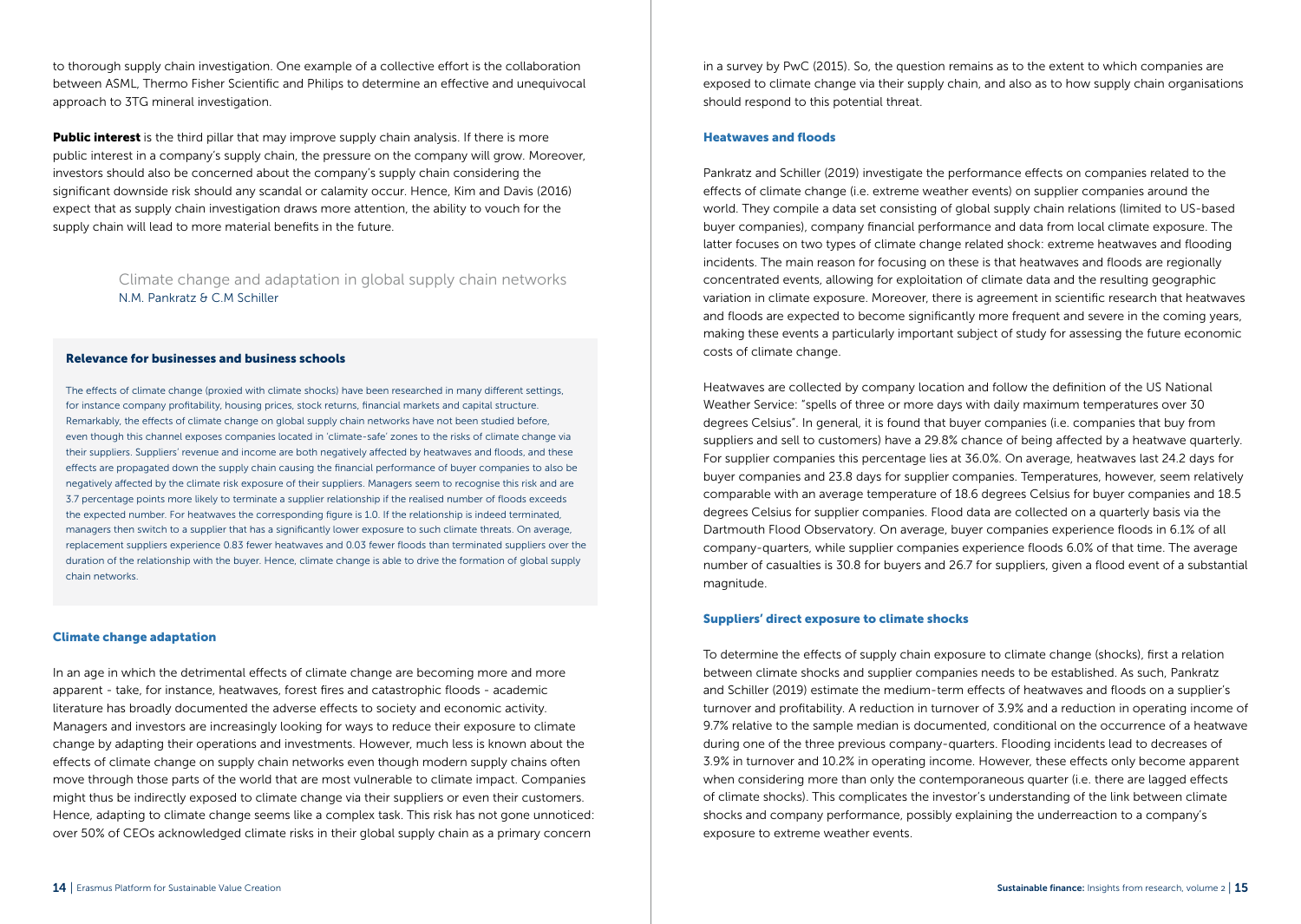to thorough supply chain investigation. One example of a collective effort is the collaboration between ASML, Thermo Fisher Scientific and Philips to determine an effective and unequivocal approach to 3TG mineral investigation.

**Public interest** is the third pillar that may improve supply chain analysis. If there is more public interest in a company's supply chain, the pressure on the company will grow. Moreover, investors should also be concerned about the company's supply chain considering the significant downside risk should any scandal or calamity occur. Hence, Kim and Davis (2016) expect that as supply chain investigation draws more attention, the ability to vouch for the supply chain will lead to more material benefits in the future.

## Climate change and adaptation in global supply chain networks

N.M. Pankratz & C.M Schiller

### Relevance for businesses and business schools

The effects of climate change (proxied with climate shocks) have been researched in many different settings, for instance company profitability, housing prices, stock returns, financial markets and capital structure. Remarkably, the effects of climate change on global supply chain networks have not been studied before, even though this channel exposes companies located in 'climate-safe' zones to the risks of climate change via their suppliers. Suppliers' revenue and income are both negatively affected by heatwaves and floods, and these effects are propagated down the supply chain causing the financial performance of buyer companies to also be negatively affected by the climate risk exposure of their suppliers. Managers seem to recognise this risk and are 3.7 percentage points more likely to terminate a supplier relationship if the realised number of floods exceeds the expected number. For heatwaves the corresponding figure is 1.0. If the relationship is indeed terminated, managers then switch to a supplier that has a significantly lower exposure to such climate threats. On average, replacement suppliers experience 0.83 fewer heatwaves and 0.03 fewer floods than terminated suppliers over the duration of the relationship with the buyer. Hence, climate change is able to drive the formation of global supply chain networks.

### Climate change adaptation

In an age in which the detrimental effects of climate change are becoming more and more apparent - take, for instance, heatwaves, forest fires and catastrophic floods - academic literature has broadly documented the adverse effects to society and economic activity. Managers and investors are increasingly looking for ways to reduce their exposure to climate change by adapting their operations and investments. However, much less is known about the effects of climate change on supply chain networks even though modern supply chains often move through those parts of the world that are most vulnerable to climate impact. Companies might thus be indirectly exposed to climate change via their suppliers or even their customers. Hence, adapting to climate change seems like a complex task. This risk has not gone unnoticed: over 50% of CEOs acknowledged climate risks in their global supply chain as a primary concern in a survey by PwC (2015). So, the question remains as to the extent to which companies are exposed to climate change via their supply chain, and also as to how supply chain organisations should respond to this potential threat.

### Heatwaves and floods

Pankratz and Schiller (2019) investigate the performance effects on companies related to the effects of climate change (i.e. extreme weather events) on supplier companies around the world. They compile a data set consisting of global supply chain relations (limited to US-based buyer companies), company financial performance and data from local climate exposure. The latter focuses on two types of climate change related shock: extreme heatwaves and flooding incidents. The main reason for focusing on these is that heatwaves and floods are regionally concentrated events, allowing for exploitation of climate data and the resulting geographic variation in climate exposure. Moreover, there is agreement in scientific research that heatwaves and floods are expected to become significantly more frequent and severe in the coming years, making these events a particularly important subject of study for assessing the future economic costs of climate change.

Heatwaves are collected by company location and follow the definition of the US National Weather Service: "spells of three or more days with daily maximum temperatures over 30 degrees Celsius". In general, it is found that buyer companies (i.e. companies that buy from suppliers and sell to customers) have a 29.8% chance of being affected by a heatwave quarterly. For supplier companies this percentage lies at 36.0%. On average, heatwaves last 24.2 days for buyer companies and 23.8 days for supplier companies. Temperatures, however, seem relatively comparable with an average temperature of 18.6 degrees Celsius for buyer companies and 18.5 degrees Celsius for supplier companies. Flood data are collected on a quarterly basis via the Dartmouth Flood Observatory. On average, buyer companies experience floods in 6.1% of all company-quarters, while supplier companies experience floods 6.0% of that time. The average number of casualties is 30.8 for buyers and 26.7 for suppliers, given a flood event of a substantial magnitude.

### Suppliers' direct exposure to climate shocks

To determine the effects of supply chain exposure to climate change (shocks), first a relation between climate shocks and supplier companies needs to be established. As such, Pankratz and Schiller (2019) estimate the medium-term effects of heatwaves and floods on a supplier's turnover and profitability. A reduction in turnover of 3.9% and a reduction in operating income of 9.7% relative to the sample median is documented, conditional on the occurrence of a heatwave during one of the three previous company-quarters. Flooding incidents lead to decreases of 3.9% in turnover and 10.2% in operating income. However, these effects only become apparent when considering more than only the contemporaneous quarter (i.e. there are lagged effects of climate shocks). This complicates the investor's understanding of the link between climate shocks and company performance, possibly explaining the underreaction to a company's exposure to extreme weather events.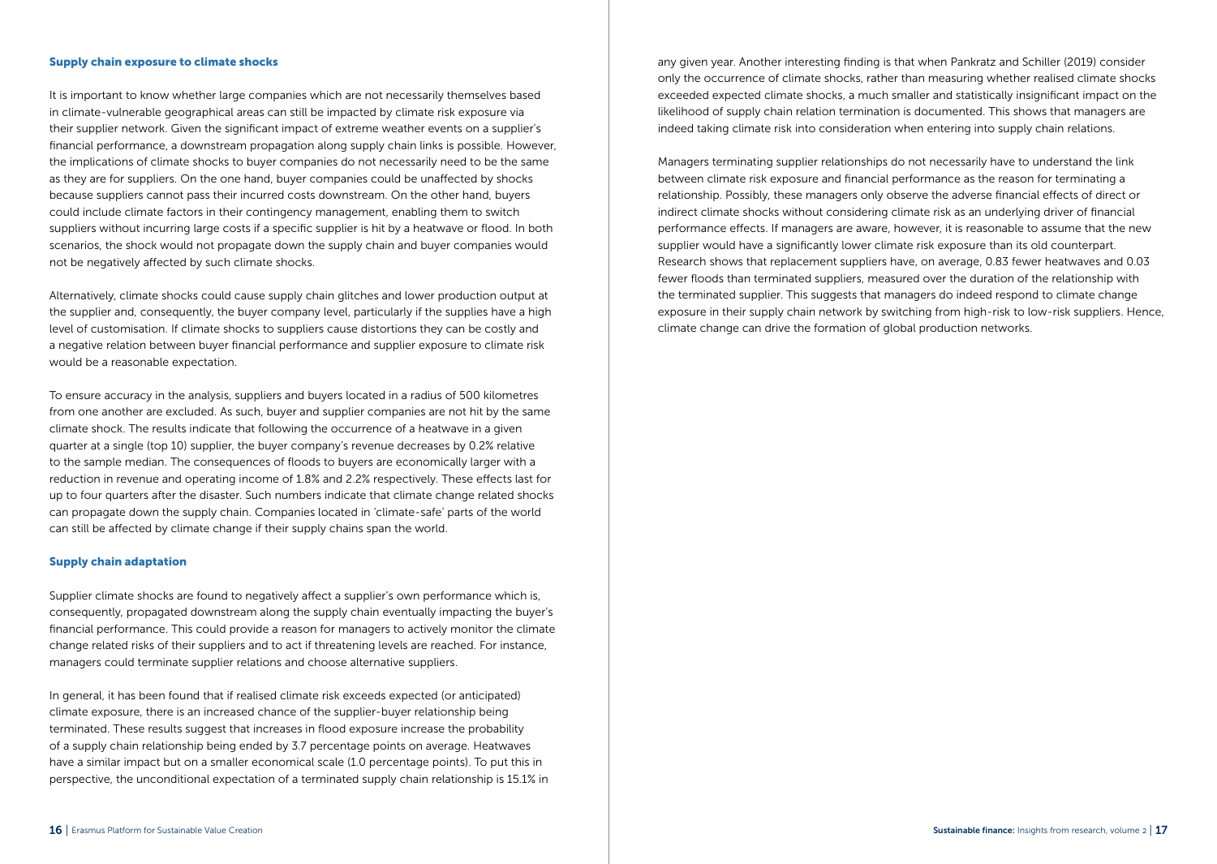### Supply chain exposure to climate shocks

It is important to know whether large companies which are not necessarily themselves based in climate-vulnerable geographical areas can still be impacted by climate risk exposure via their supplier network. Given the significant impact of extreme weather events on a supplier's financial performance, a downstream propagation along supply chain links is possible. However, the implications of climate shocks to buyer companies do not necessarily need to be the same as they are for suppliers. On the one hand, buyer companies could be unaffected by shocks because suppliers cannot pass their incurred costs downstream. On the other hand, buyers could include climate factors in their contingency management, enabling them to switch suppliers without incurring large costs if a specific supplier is hit by a heatwave or flood. In both scenarios, the shock would not propagate down the supply chain and buyer companies would not be negatively affected by such climate shocks.

Alternatively, climate shocks could cause supply chain glitches and lower production output at the supplier and, consequently, the buyer company level, particularly if the supplies have a high level of customisation. If climate shocks to suppliers cause distortions they can be costly and a negative relation between buyer financial performance and supplier exposure to climate risk would be a reasonable expectation.

To ensure accuracy in the analysis, suppliers and buyers located in a radius of 500 kilometres from one another are excluded. As such, buyer and supplier companies are not hit by the same climate shock. The results indicate that following the occurrence of a heatwave in a given quarter at a single (top 10) supplier, the buyer company's revenue decreases by 0.2% relative to the sample median. The consequences of floods to buyers are economically larger with a reduction in revenue and operating income of 1.8% and 2.2% respectively. These effects last for up to four quarters after the disaster. Such numbers indicate that climate change related shocks can propagate down the supply chain. Companies located in 'climate-safe' parts of the world can still be affected by climate change if their supply chains span the world.

### Supply chain adaptation

Supplier climate shocks are found to negatively affect a supplier's own performance which is, consequently, propagated downstream along the supply chain eventually impacting the buyer's financial performance. This could provide a reason for managers to actively monitor the climate change related risks of their suppliers and to act if threatening levels are reached. For instance, managers could terminate supplier relations and choose alternative suppliers.

In general, it has been found that if realised climate risk exceeds expected (or anticipated) climate exposure, there is an increased chance of the supplier-buyer relationship being terminated. These results suggest that increases in flood exposure increase the probability of a supply chain relationship being ended by 3.7 percentage points on average. Heatwaves have a similar impact but on a smaller economical scale (1.0 percentage points). To put this in perspective, the unconditional expectation of a terminated supply chain relationship is 15.1% in any given year. Another interesting finding is that when Pankratz and Schiller (2019) consider only the occurrence of climate shocks, rather than measuring whether realised climate shocks exceeded expected climate shocks, a much smaller and statistically insignificant impact on the likelihood of supply chain relation termination is documented. This shows that managers are indeed taking climate risk into consideration when entering into supply chain relations.

Managers terminating supplier relationships do not necessarily have to understand the link between climate risk exposure and financial performance as the reason for terminating a relationship. Possibly, these managers only observe the adverse financial effects of direct or indirect climate shocks without considering climate risk as an underlying driver of financial performance effects. If managers are aware, however, it is reasonable to assume that the new supplier would have a significantly lower climate risk exposure than its old counterpart. Research shows that replacement suppliers have, on average, 0.83 fewer heatwaves and 0.03 fewer floods than terminated suppliers, measured over the duration of the relationship with the terminated supplier. This suggests that managers do indeed respond to climate change exposure in their supply chain network by switching from high-risk to low-risk suppliers. Hence, climate change can drive the formation of global production networks.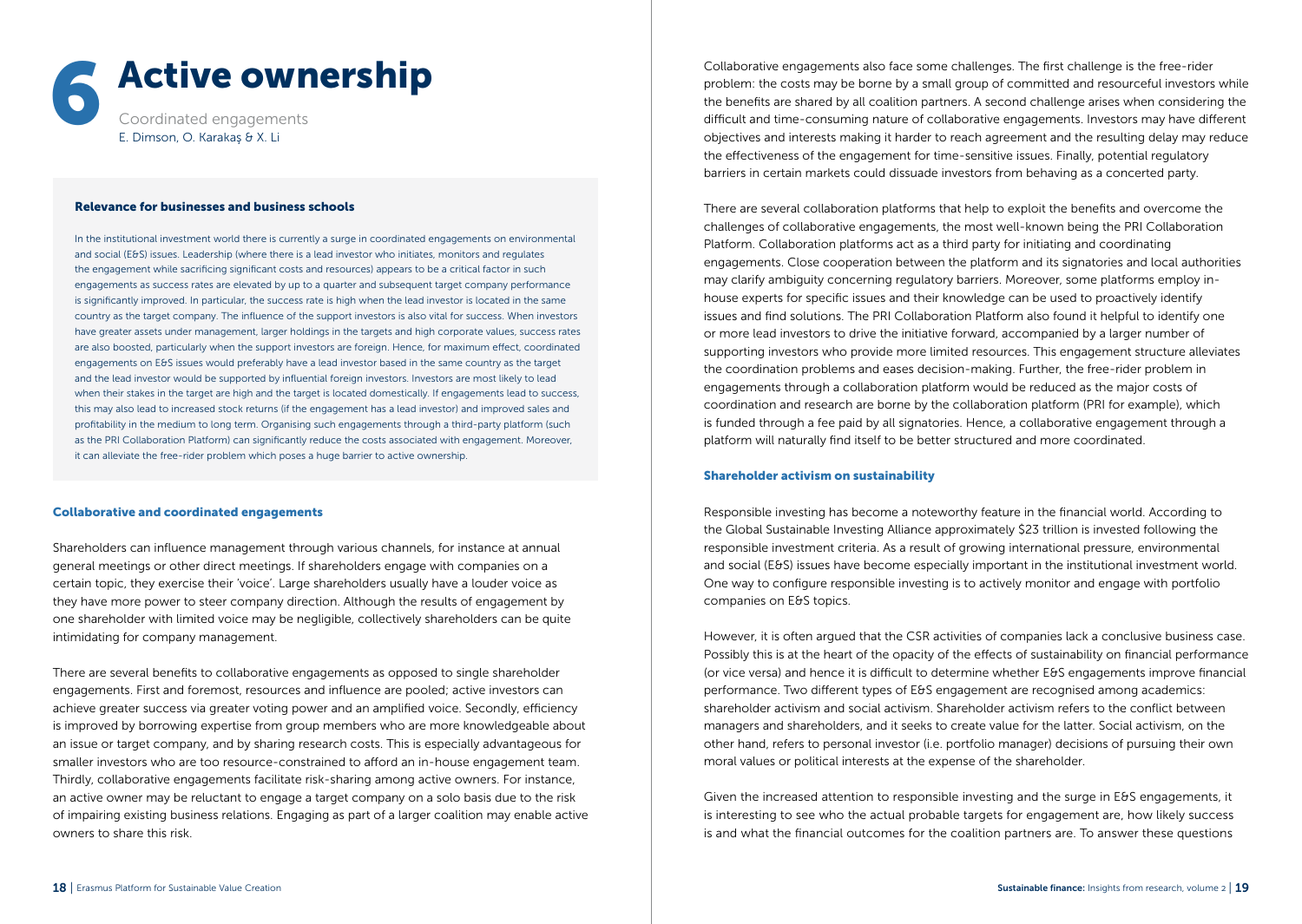# 6 Active ownership

Coordinated engagements

E. Dimson, O. Karakaş & X. Li

#### Relevance for businesses and business schools

In the institutional investment world there is currently a surge in coordinated engagements on environmental and social (E&S) issues. Leadership (where there is a lead investor who initiates, monitors and regulates the engagement while sacrificing significant costs and resources) appears to be a critical factor in such engagements as success rates are elevated by up to a quarter and subsequent target company performance is significantly improved. In particular, the success rate is high when the lead investor is located in the same country as the target company. The influence of the support investors is also vital for success. When investors have greater assets under management, larger holdings in the targets and high corporate values, success rates are also boosted, particularly when the support investors are foreign. Hence, for maximum effect, coordinated engagements on E&S issues would preferably have a lead investor based in the same country as the target and the lead investor would be supported by influential foreign investors. Investors are most likely to lead when their stakes in the target are high and the target is located domestically. If engagements lead to success, this may also lead to increased stock returns (if the engagement has a lead investor) and improved sales and profitability in the medium to long term. Organising such engagements through a third-party platform (such as the PRI Collaboration Platform) can significantly reduce the costs associated with engagement. Moreover, it can alleviate the free-rider problem which poses a huge barrier to active ownership.

## Collaborative and coordinated engagements

Shareholders can influence management through various channels, for instance at annual general meetings or other direct meetings. If shareholders engage with companies on a certain topic, they exercise their 'voice'. Large shareholders usually have a louder voice as they have more power to steer company direction. Although the results of engagement by one shareholder with limited voice may be negligible, collectively shareholders can be quite intimidating for company management.

There are several benefits to collaborative engagements as opposed to single shareholder engagements. First and foremost, resources and influence are pooled; active investors can achieve greater success via greater voting power and an amplified voice. Secondly, efficiency is improved by borrowing expertise from group members who are more knowledgeable about an issue or target company, and by sharing research costs. This is especially advantageous for smaller investors who are too resource-constrained to afford an in-house engagement team. Thirdly, collaborative engagements facilitate risk-sharing among active owners. For instance, an active owner may be reluctant to engage a target company on a solo basis due to the risk of impairing existing business relations. Engaging as part of a larger coalition may enable active owners to share this risk.

Collaborative engagements also face some challenges. The first challenge is the free-rider problem: the costs may be borne by a small group of committed and resourceful investors while the benefits are shared by all coalition partners. A second challenge arises when considering the difficult and time-consuming nature of collaborative engagements. Investors may have different objectives and interests making it harder to reach agreement and the resulting delay may reduce the effectiveness of the engagement for time-sensitive issues. Finally, potential regulatory barriers in certain markets could dissuade investors from behaving as a concerted party.

There are several collaboration platforms that help to exploit the benefits and overcome the challenges of collaborative engagements, the most well-known being the PRI Collaboration Platform. Collaboration platforms act as a third party for initiating and coordinating engagements. Close cooperation between the platform and its signatories and local authorities may clarify ambiguity concerning regulatory barriers. Moreover, some platforms employ in-house experts for specific issues and their knowledge can be used to proactively identify issues and find solutions. The PRI Collaboration Platform also found it helpful to identify one or more lead investors to drive the initiative forward, accompanied by a larger number of supporting investors who provide more limited resources. This engagement structure alleviates the coordination problems and eases decision-making. Further, the free-rider problem in engagements through a collaboration platform would be reduced as the major costs of coordination and research are borne by the collaboration platform (PRI for example), which is funded through a fee paid by all signatories. Hence, a collaborative engagement through a platform will naturally find itself to be better structured and more coordinated.

## Shareholder activism on sustainability

Responsible investing has become a noteworthy feature in the financial world. According to the Global Sustainable Investing Alliance approximately $23 trillion is invested following the responsible investment criteria. As a result of growing international pressure, environmental and social (E&S) issues have become especially important in the institutional investment world. One way to configure responsible investing is to actively monitor and engage with portfolio companies on E&S topics.

However, it is often argued that the CSR activities of companies lack a conclusive business case. Possibly this is at the heart of the opacity of the effects of sustainability on financial performance (or vice versa) and hence it is difficult to determine whether E&S engagements improve financial performance. Two different types of E&S engagement are recognised among academics: shareholder activism and social activism. Shareholder activism refers to the conflict between managers and shareholders, and it seeks to create value for the latter. Social activism, on the other hand, refers to personal investor (i.e. portfolio manager) decisions of pursuing their own moral values or political interests at the expense of the shareholder.

Given the increased attention to responsible investing and the surge in E&S engagements, it is interesting to see who the actual probable targets for engagement are, how likely success is and what the financial outcomes for the coalition partners are. To answer these questions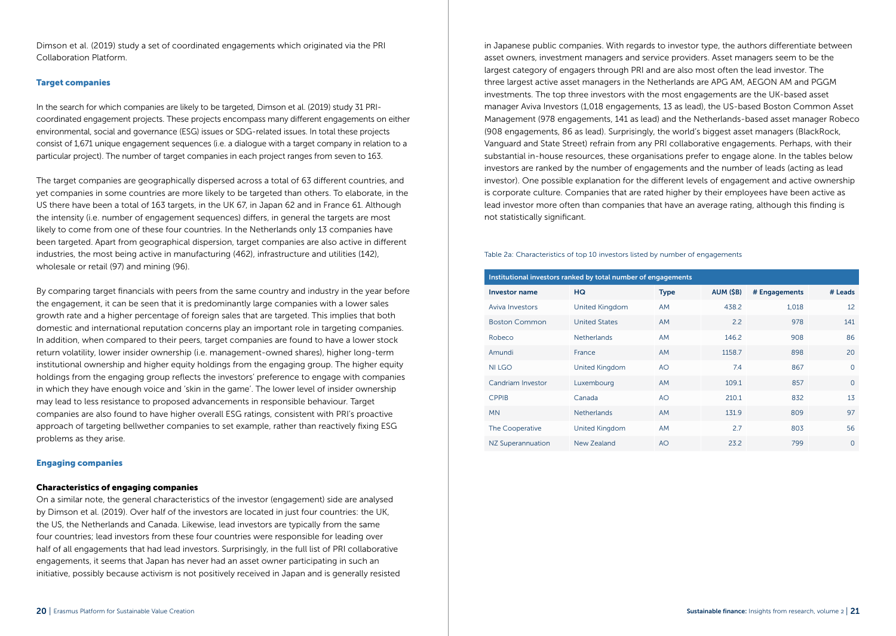Dimson et al. (2019) study a set of coordinated engagements which originated via the PRI Collaboration Platform.

### Target companies

In the search for which companies are likely to be targeted, Dimson et al. (2019) study 31 PRI-coordinated engagement projects. These projects encompass many different engagements on either environmental, social and governance (ESG) issues or SDG-related issues. In total these projects consist of 1,671 unique engagement sequences (i.e. a dialogue with a target company in relation to a particular project). The number of target companies in each project ranges from seven to 163.

The target companies are geographically dispersed across a total of 63 different countries, and yet companies in some countries are more likely to be targeted than others. To elaborate, in the US there have been a total of 163 targets, in the UK 67, in Japan 62 and in France 61. Although the intensity (i.e. number of engagement sequences) differs, in general the targets are most likely to come from one of these four countries. In the Netherlands only 13 companies have been targeted. Apart from geographical dispersion, target companies are also active in different industries, the most being active in manufacturing (462), infrastructure and utilities (142), wholesale or retail (97) and mining (96).

By comparing target financials with peers from the same country and industry in the year before the engagement, it can be seen that it is predominantly large companies with a lower sales growth rate and a higher percentage of foreign sales that are targeted. This implies that both domestic and international reputation concerns play an important role in targeting companies. In addition, when compared to their peers, target companies are found to have a lower stock return volatility, lower insider ownership (i.e. management-owned shares), higher long-term institutional ownership and higher equity holdings from the engaging group. The higher equity holdings from the engaging group reflects the investors' preference to engage with companies in which they have enough voice and 'skin in the game'. The lower level of insider ownership may lead to less resistance to proposed advancements in responsible behaviour. Target companies are also found to have higher overall ESG ratings, consistent with PRI's proactive approach of targeting bellwether companies to set example, rather than reactively fixing ESG problems as they arise.

### Engaging companies

#### Characteristics of engaging companies

On a similar note, the general characteristics of the investor (engagement) side are analysed by Dimson et al. (2019). Over half of the investors are located in just four countries: the UK, the US, the Netherlands and Canada. Likewise, lead investors are typically from the same four countries; lead investors from these four countries were responsible for leading over half of all engagements that had lead investors. Surprisingly, in the full list of PRI collaborative engagements, it seems that Japan has never had an asset owner participating in such an initiative, possibly because activism is not positively received in Japan and is generally resisted in Japanese public companies. With regards to investor type, the authors differentiate between asset owners, investment managers and service providers. Asset managers seem to be the largest category of engagers through PRI and are also most often the lead investor. The three largest active asset managers in the Netherlands are APG AM, AEGON AM and PGGM investments. The top three investors with the most engagements are the UK-based asset manager Aviva Investors (1,018 engagements, 13 as lead), the US-based Boston Common Asset Management (978 engagements, 141 as lead) and the Netherlands-based asset manager Robeco (908 engagements, 86 as lead). Surprisingly, the world's biggest asset managers (BlackRock, Vanguard and State Street) refrain from any PRI collaborative engagements. Perhaps, with their substantial in-house resources, these organisations prefer to engage alone. In the tables below investors are ranked by the number of engagements and the number of leads (acting as lead investor). One possible explanation for the different levels of engagement and active ownership is corporate culture. Companies that are rated higher by their employees have been active as lead investor more often than companies that have an average rating, although this finding is not statistically significant.

Table 2a: Characteristics of top 10 investors listed by number of engagements

| Institutional investors ranked by total number of engagements | | | | | |
|---|---|---|---|---|---|
| **Investor name** | **HQ** | **Type** | **AUM ($B)** | **# Engagements** | **# Leads** |
| Aviva Investors | United Kingdom | AM | 438.2 | 1,018 | 12 |
| Boston Common | United States | AM | 2.2 | 978 | 141 |
| Robeco | Netherlands | AM | 146.2 | 908 | 86 |
| Amundi | France | AM | 1158.7 | 898 | 20 |
| NI LGO | United Kingdom | AO | 7.4 | 867 | 0 |
| Candriam Investor | Luxembourg | AM | 109.1 | 857 | 0 |
| CPPIB | Canada | AO | 210.1 | 832 | 13 |
| MN | Netherlands | AM | 131.9 | 809 | 97 |
| The Cooperative | United Kingdom | AM | 2.7 | 803 | 56 |
| NZ Superannuation | New Zealand | AO | 23.2 | 799 | 0 |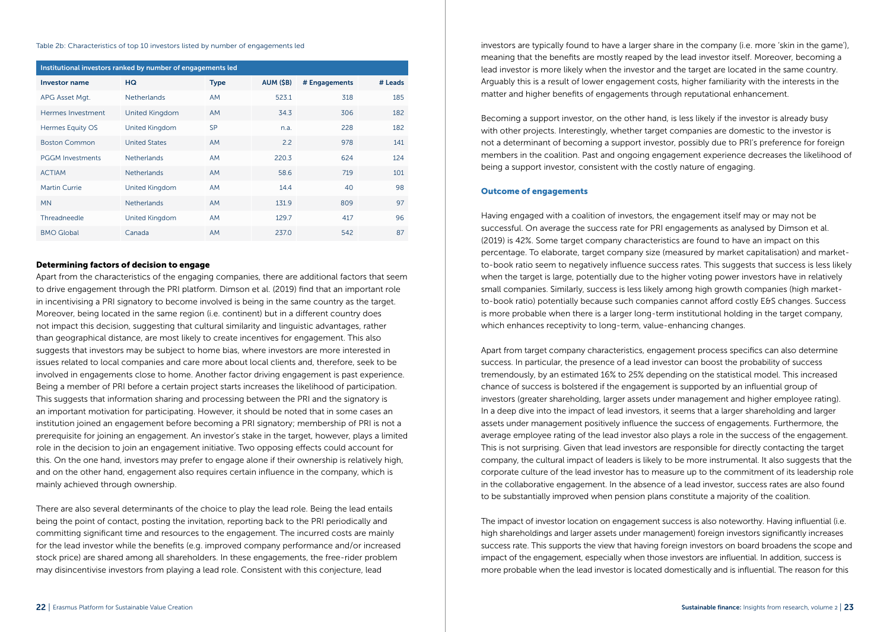Table 2b: Characteristics of top 10 investors listed by number of engagements led

| Institutional investors ranked by number of engagements led | | | | | |
|---|---|---|---|---|---|
| **Investor name** | **HQ** | **Type** | **AUM ($B)** | **# Engagements** | **# Leads** |
| APG Asset Mgt. | Netherlands | AM | 523.1 | 318 | 185 |
| Hermes Investment | United Kingdom | AM | 34.3 | 306 | 182 |
| Hermes Equity OS | United Kingdom | SP | n.a. | 228 | 182 |
| Boston Common | United States | AM | 2.2 | 978 | 141 |
| PGGM Investments | Netherlands | AM | 220.3 | 624 | 124 |
| ACTIAM | Netherlands | AM | 58.6 | 719 | 101 |
| Martin Currie | United Kingdom | AM | 14.4 | 40 | 98 |
| MN | Netherlands | AM | 131.9 | 809 | 97 |
| Threadneedle | United Kingdom | AM | 129.7 | 417 | 96 |
| BMO Global | Canada | AM | 237.0 | 542 | 87 |

### Determining factors of decision to engage

Apart from the characteristics of the engaging companies, there are additional factors that seem to drive engagement through the PRI platform. Dimson et al. (2019) find that an important role in incentivising a PRI signatory to become involved is being in the same country as the target. Moreover, being located in the same region (i.e. continent) but in a different country does not impact this decision, suggesting that cultural similarity and linguistic advantages, rather than geographical distance, are most likely to create incentives for engagement. This also suggests that investors may be subject to home bias, where investors are more interested in issues related to local companies and care more about local clients and, therefore, seek to be involved in engagements close to home. Another factor driving engagement is past experience. Being a member of PRI before a certain project starts increases the likelihood of participation. This suggests that information sharing and processing between the PRI and the signatory is an important motivation for participating. However, it should be noted that in some cases an institution joined an engagement before becoming a PRI signatory; membership of PRI is not a prerequisite for joining an engagement. An investor's stake in the target, however, plays a limited role in the decision to join an engagement initiative. Two opposing effects could account for this. On the one hand, investors may prefer to engage alone if their ownership is relatively high, and on the other hand, engagement also requires certain influence in the company, which is mainly achieved through ownership.

There are also several determinants of the choice to play the lead role. Being the lead entails being the point of contact, posting the invitation, reporting back to the PRI periodically and committing significant time and resources to the engagement. The incurred costs are mainly for the lead investor while the benefits (e.g. improved company performance and/or increased stock price) are shared among all shareholders. In these engagements, the free-rider problem may disincentivise investors from playing a lead role. Consistent with this conjecture, lead investors are typically found to have a larger share in the company (i.e. more 'skin in the game'), meaning that the benefits are mostly reaped by the lead investor itself. Moreover, becoming a lead investor is more likely when the investor and the target are located in the same country. Arguably this is a result of lower engagement costs, higher familiarity with the interests in the matter and higher benefits of engagements through reputational enhancement.

Becoming a support investor, on the other hand, is less likely if the investor is already busy with other projects. Interestingly, whether target companies are domestic to the investor is not a determinant of becoming a support investor, possibly due to PRI's preference for foreign members in the coalition. Past and ongoing engagement experience decreases the likelihood of being a support investor, consistent with the costly nature of engaging.

### Outcome of engagements

Having engaged with a coalition of investors, the engagement itself may or may not be successful. On average the success rate for PRI engagements as analysed by Dimson et al. (2019) is 42%. Some target company characteristics are found to have an impact on this percentage. To elaborate, target company size (measured by market capitalisation) and market-to-book ratio seem to negatively influence success rates. This suggests that success is less likely when the target is large, potentially due to the higher voting power investors have in relatively small companies. Similarly, success is less likely among high growth companies (high market-to-book ratio) potentially because such companies cannot afford costly E&S changes. Success is more probable when there is a larger long-term institutional holding in the target company, which enhances receptivity to long-term, value-enhancing changes.

Apart from target company characteristics, engagement process specifics can also determine success. In particular, the presence of a lead investor can boost the probability of success tremendously, by an estimated 16% to 25% depending on the statistical model. This increased chance of success is bolstered if the engagement is supported by an influential group of investors (greater shareholding, larger assets under management and higher employee rating). In a deep dive into the impact of lead investors, it seems that a larger shareholding and larger assets under management positively influence the success of engagements. Furthermore, the average employee rating of the lead investor also plays a role in the success of the engagement. This is not surprising. Given that lead investors are responsible for directly contacting the target company, the cultural impact of leaders is likely to be more instrumental. It also suggests that the corporate culture of the lead investor has to measure up to the commitment of its leadership role in the collaborative engagement. In the absence of a lead investor, success rates are also found to be substantially improved when pension plans constitute a majority of the coalition.

The impact of investor location on engagement success is also noteworthy. Having influential (i.e. high shareholdings and larger assets under management) foreign investors significantly increases success rate. This supports the view that having foreign investors on board broadens the scope and impact of the engagement, especially when those investors are influential. In addition, success is more probable when the lead investor is located domestically and is influential. The reason for this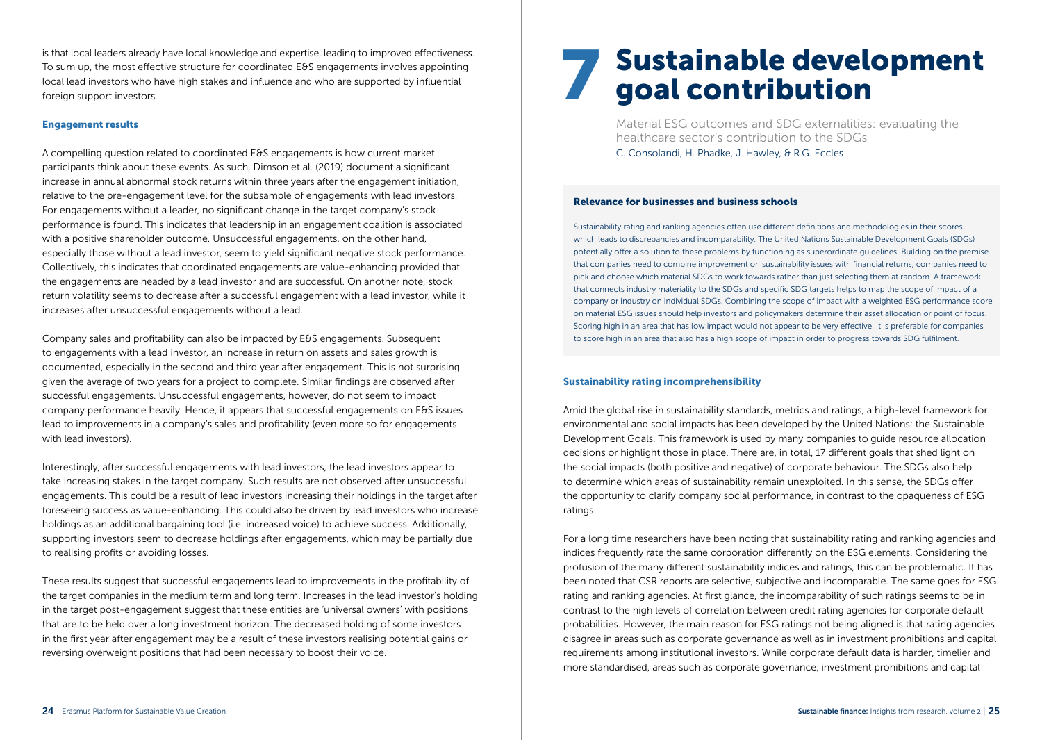is that local leaders already have local knowledge and expertise, leading to improved effectiveness. To sum up, the most effective structure for coordinated E&S engagements involves appointing local lead investors who have high stakes and influence and who are supported by influential foreign support investors.

#### Engagement results

A compelling question related to coordinated E&S engagements is how current market participants think about these events. As such, Dimson et al. (2019) document a significant increase in annual abnormal stock returns within three years after the engagement initiation, relative to the pre-engagement level for the subsample of engagements with lead investors. For engagements without a leader, no significant change in the target company's stock performance is found. This indicates that leadership in an engagement coalition is associated with a positive shareholder outcome. Unsuccessful engagements, on the other hand, especially those without a lead investor, seem to yield significant negative stock performance. Collectively, this indicates that coordinated engagements are value-enhancing provided that the engagements are headed by a lead investor and are successful. On another note, stock return volatility seems to decrease after a successful engagement with a lead investor, while it increases after unsuccessful engagements without a lead.

Company sales and profitability can also be impacted by E&S engagements. Subsequent to engagements with a lead investor, an increase in return on assets and sales growth is documented, especially in the second and third year after engagement. This is not surprising given the average of two years for a project to complete. Similar findings are observed after successful engagements. Unsuccessful engagements, however, do not seem to impact company performance heavily. Hence, it appears that successful engagements on E&S issues lead to improvements in a company's sales and profitability (even more so for engagements with lead investors).

Interestingly, after successful engagements with lead investors, the lead investors appear to take increasing stakes in the target company. Such results are not observed after unsuccessful engagements. This could be a result of lead investors increasing their holdings in the target after foreseeing success as value-enhancing. This could also be driven by lead investors who increase holdings as an additional bargaining tool (i.e. increased voice) to achieve success. Additionally, supporting investors seem to decrease holdings after engagements, which may be partially due to realising profits or avoiding losses.

These results suggest that successful engagements lead to improvements in the profitability of the target companies in the medium term and long term. Increases in the lead investor's holding in the target post-engagement suggest that these entities are 'universal owners' with positions that are to be held over a long investment horizon. The decreased holding of some investors in the first year after engagement may be a result of these investors realising potential gains or reversing overweight positions that had been necessary to boost their voice.

# 7 Sustainable development goal contribution

Material ESG outcomes and SDG externalities: evaluating the healthcare sector's contribution to the SDGs

C. Consolandi, H. Phadke, J. Hawley, & R.G. Eccles

#### Relevance for businesses and business schools

Sustainability rating and ranking agencies often use different definitions and methodologies in their scores which leads to discrepancies and incomparability. The United Nations Sustainable Development Goals (SDGs) potentially offer a solution to these problems by functioning as superordinate guidelines. Building on the premise that companies need to combine improvement on sustainability issues with financial returns, companies need to pick and choose which material SDGs to work towards rather than just selecting them at random. A framework that connects industry materiality to the SDGs and specific SDG targets helps to map the scope of impact of a company or industry on individual SDGs. Combining the scope of impact with a weighted ESG performance score on material ESG issues should help investors and policymakers determine their asset allocation or point of focus. Scoring high in an area that has low impact would not appear to be very effective. It is preferable for companies to score high in an area that also has a high scope of impact in order to progress towards SDG fulfilment.

#### Sustainability rating incomprehensibility

Amid the global rise in sustainability standards, metrics and ratings, a high-level framework for environmental and social impacts has been developed by the United Nations: the Sustainable Development Goals. This framework is used by many companies to guide resource allocation decisions or highlight those in place. There are, in total, 17 different goals that shed light on the social impacts (both positive and negative) of corporate behaviour. The SDGs also help to determine which areas of sustainability remain unexploited. In this sense, the SDGs offer the opportunity to clarify company social performance, in contrast to the opaqueness of ESG ratings.

For a long time researchers have been noting that sustainability rating and ranking agencies and indices frequently rate the same corporation differently on the ESG elements. Considering the profusion of the many different sustainability indices and ratings, this can be problematic. It has been noted that CSR reports are selective, subjective and incomparable. The same goes for ESG rating and ranking agencies. At first glance, the incomparability of such ratings seems to be in contrast to the high levels of correlation between credit rating agencies for corporate default probabilities. However, the main reason for ESG ratings not being aligned is that rating agencies disagree in areas such as corporate governance as well as in investment prohibitions and capital requirements among institutional investors. While corporate default data is harder, timelier and more standardised, areas such as corporate governance, investment prohibitions and capital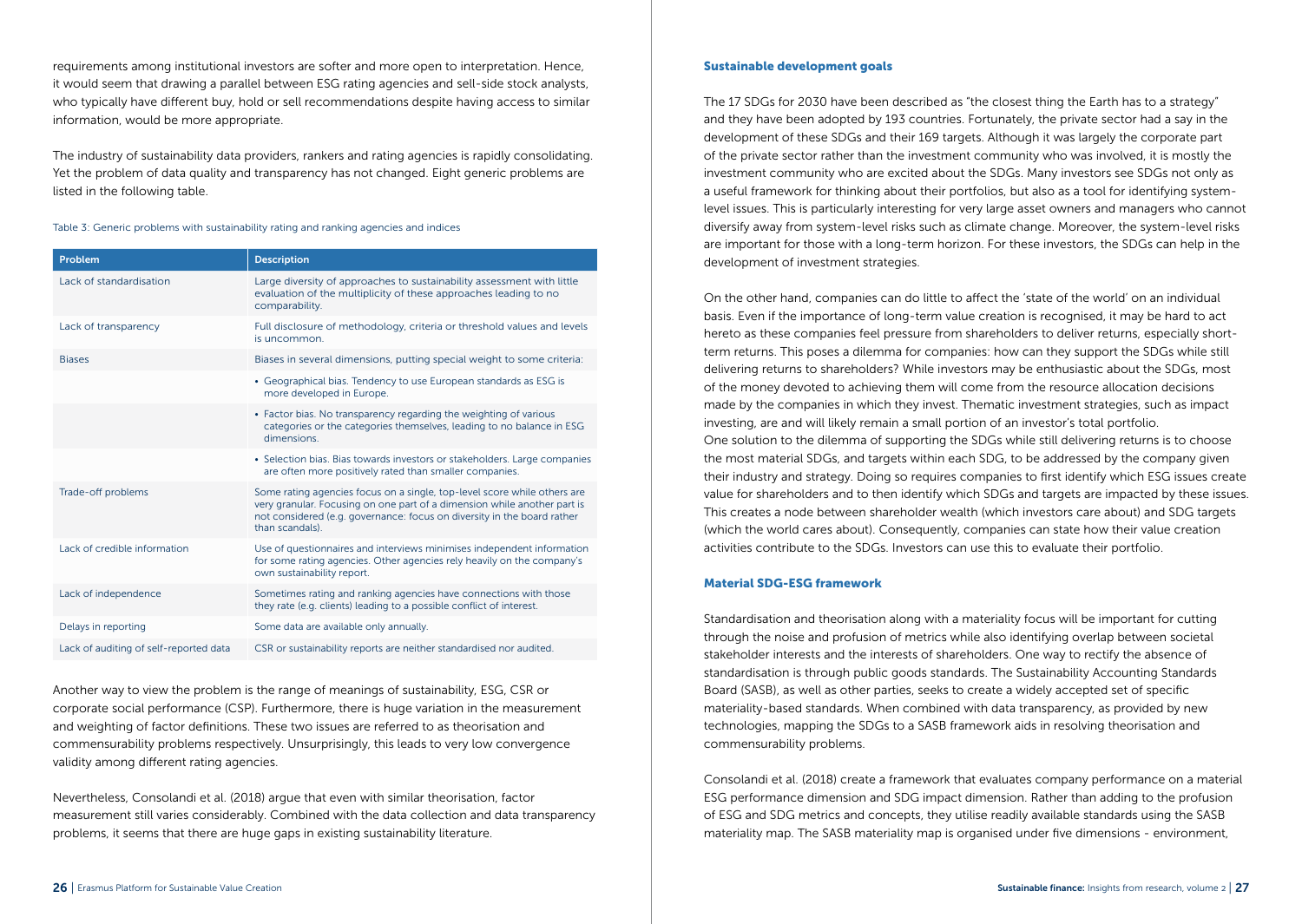requirements among institutional investors are softer and more open to interpretation. Hence, it would seem that drawing a parallel between ESG rating agencies and sell-side stock analysts, who typically have different buy, hold or sell recommendations despite having access to similar information, would be more appropriate.

The industry of sustainability data providers, rankers and rating agencies is rapidly consolidating. Yet the problem of data quality and transparency has not changed. Eight generic problems are listed in the following table.

Table 3: Generic problems with sustainability rating and ranking agencies and indices

| Problem | Description |
| --- | --- |
| Lack of standardisation | Large diversity of approaches to sustainability assessment with little evaluation of the multiplicity of these approaches leading to no comparability. |
| Lack of transparency | Full disclosure of methodology, criteria or threshold values and levels is uncommon. |
| Biases | Biases in several dimensions, putting special weight to some criteria: |
| | • Geographical bias. Tendency to use European standards as ESG is more developed in Europe. |
| | • Factor bias. No transparency regarding the weighting of various categories or the categories themselves, leading to no balance in ESG dimensions. |
| | • Selection bias. Bias towards investors or stakeholders. Large companies are often more positively rated than smaller companies. |
| Trade-off problems | Some rating agencies focus on a single, top-level score while others are very granular. Focusing on one part of a dimension while another part is not considered (e.g. governance: focus on diversity in the board rather than scandals). |
| Lack of credible information | Use of questionnaires and interviews minimises independent information for some rating agencies. Other agencies rely heavily on the company's own sustainability report. |
| Lack of independence | Sometimes rating and ranking agencies have connections with those they rate (e.g. clients) leading to a possible conflict of interest. |
| Delays in reporting | Some data are available only annually. |
| Lack of auditing of self-reported data | CSR or sustainability reports are neither standardised nor audited. |

Another way to view the problem is the range of meanings of sustainability, ESG, CSR or corporate social performance (CSP). Furthermore, there is huge variation in the measurement and weighting of factor definitions. These two issues are referred to as theorisation and commensurability problems respectively. Unsurprisingly, this leads to very low convergence validity among different rating agencies.

Nevertheless, Consolandi et al. (2018) argue that even with similar theorisation, factor measurement still varies considerably. Combined with the data collection and data transparency problems, it seems that there are huge gaps in existing sustainability literature.

### Sustainable development goals

The 17 SDGs for 2030 have been described as "the closest thing the Earth has to a strategy" and they have been adopted by 193 countries. Fortunately, the private sector had a say in the development of these SDGs and their 169 targets. Although it was largely the corporate part of the private sector rather than the investment community who was involved, it is mostly the investment community who are excited about the SDGs. Many investors see SDGs not only as a useful framework for thinking about their portfolios, but also as a tool for identifying system-level issues. This is particularly interesting for very large asset owners and managers who cannot diversify away from system-level risks such as climate change. Moreover, the system-level risks are important for those with a long-term horizon. For these investors, the SDGs can help in the development of investment strategies.

On the other hand, companies can do little to affect the 'state of the world' on an individual basis. Even if the importance of long-term value creation is recognised, it may be hard to act hereto as these companies feel pressure from shareholders to deliver returns, especially short-term returns. This poses a dilemma for companies: how can they support the SDGs while still delivering returns to shareholders? While investors may be enthusiastic about the SDGs, most of the money devoted to achieving them will come from the resource allocation decisions made by the companies in which they invest. Thematic investment strategies, such as impact investing, are and will likely remain a small portion of an investor's total portfolio.
One solution to the dilemma of supporting the SDGs while still delivering returns is to choose the most material SDGs, and targets within each SDG, to be addressed by the company given their industry and strategy. Doing so requires companies to first identify which ESG issues create value for shareholders and to then identify which SDGs and targets are impacted by these issues. This creates a node between shareholder wealth (which investors care about) and SDG targets (which the world cares about). Consequently, companies can state how their value creation activities contribute to the SDGs. Investors can use this to evaluate their portfolio.

### Material SDG-ESG framework

Standardisation and theorisation along with a materiality focus will be important for cutting through the noise and profusion of metrics while also identifying overlap between societal stakeholder interests and the interests of shareholders. One way to rectify the absence of standardisation is through public goods standards. The Sustainability Accounting Standards Board (SASB), as well as other parties, seeks to create a widely accepted set of specific materiality-based standards. When combined with data transparency, as provided by new technologies, mapping the SDGs to a SASB framework aids in resolving theorisation and commensurability problems.

Consolandi et al. (2018) create a framework that evaluates company performance on a material ESG performance dimension and SDG impact dimension. Rather than adding to the profusion of ESG and SDG metrics and concepts, they utilise readily available standards using the SASB materiality map. The SASB materiality map is organised under five dimensions - environment,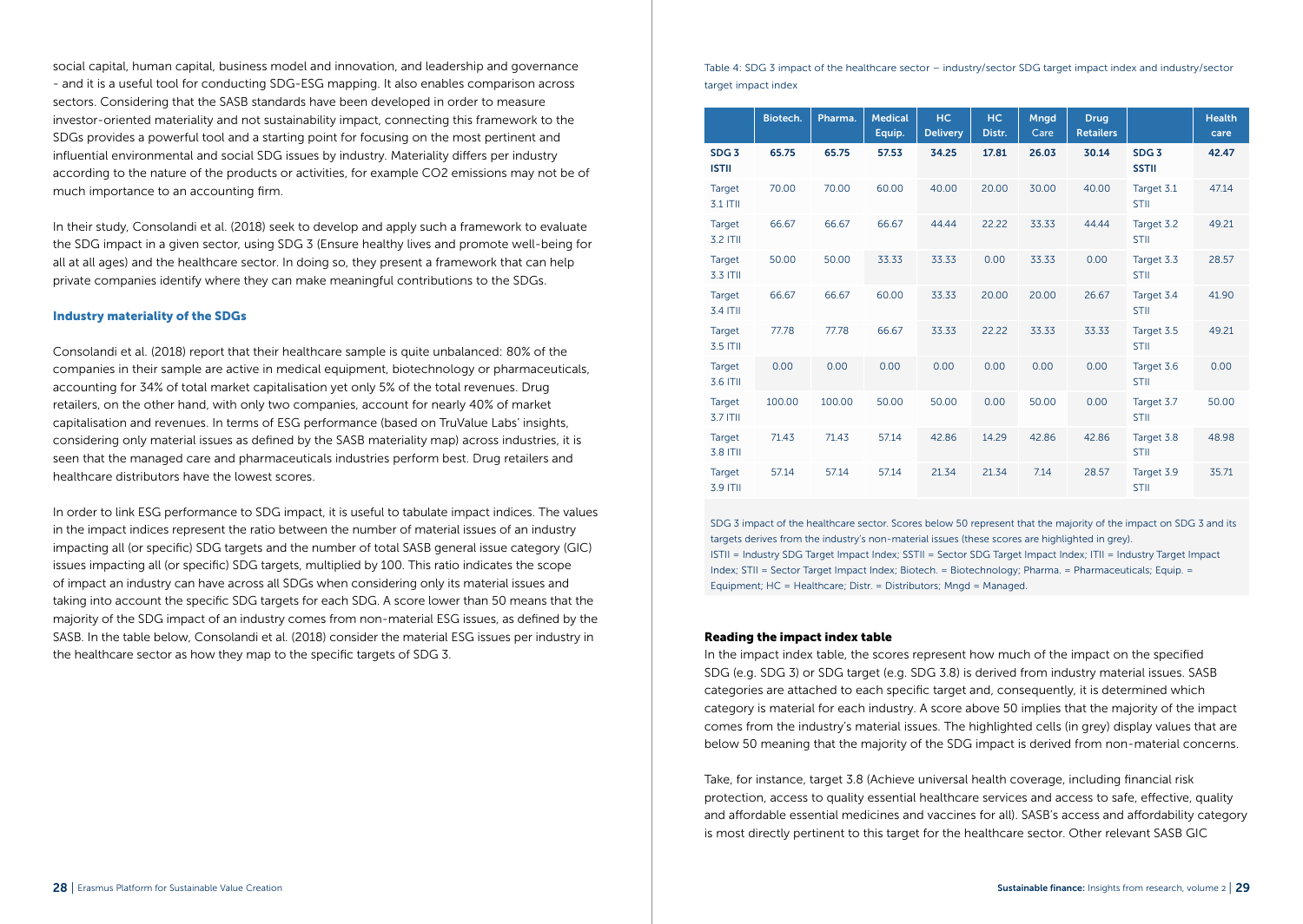social capital, human capital, business model and innovation, and leadership and governance - and it is a useful tool for conducting SDG-ESG mapping. It also enables comparison across sectors. Considering that the SASB standards have been developed in order to measure investor-oriented materiality and not sustainability impact, connecting this framework to the SDGs provides a powerful tool and a starting point for focusing on the most pertinent and influential environmental and social SDG issues by industry. Materiality differs per industry according to the nature of the products or activities, for example CO2 emissions may not be of much importance to an accounting firm.

In their study, Consolandi et al. (2018) seek to develop and apply such a framework to evaluate the SDG impact in a given sector, using SDG 3 (Ensure healthy lives and promote well-being for all at all ages) and the healthcare sector. In doing so, they present a framework that can help private companies identify where they can make meaningful contributions to the SDGs.

### Industry materiality of the SDGs

Consolandi et al. (2018) report that their healthcare sample is quite unbalanced: 80% of the companies in their sample are active in medical equipment, biotechnology or pharmaceuticals, accounting for 34% of total market capitalisation yet only 5% of the total revenues. Drug retailers, on the other hand, with only two companies, account for nearly 40% of market capitalisation and revenues. In terms of ESG performance (based on TruValue Labs' insights, considering only material issues as defined by the SASB materiality map) across industries, it is seen that the managed care and pharmaceuticals industries perform best. Drug retailers and healthcare distributors have the lowest scores.

In order to link ESG performance to SDG impact, it is useful to tabulate impact indices. The values in the impact indices represent the ratio between the number of material issues of an industry impacting all (or specific) SDG targets and the number of total SASB general issue category (GIC) issues impacting all (or specific) SDG targets, multiplied by 100. This ratio indicates the scope of impact an industry can have across all SDGs when considering only its material issues and taking into account the specific SDG targets for each SDG. A score lower than 50 means that the majority of the SDG impact of an industry comes from non-material ESG issues, as defined by the SASB. In the table below, Consolandi et al. (2018) consider the material ESG issues per industry in the healthcare sector as how they map to the specific targets of SDG 3.

Table 4: SDG 3 impact of the healthcare sector – industry/sector SDG target impact index and industry/sector target impact index

| | Biotech. | Pharma. | Medical Equip. | HC Delivery | HC Distr. | Mngd Care | Drug Retailers | | Health care |
|---|---|---|---|---|---|---|---|---|---|
| **SDG 3 ISTII** | **65.75** | **65.75** | **57.53** | **34.25** | **17.81** | **26.03** | **30.14** | **SDG 3 SSTII** | **42.47** |
| Target 3.1 ITII | 70.00 | 70.00 | 60.00 | 40.00 | 20.00 | 30.00 | 40.00 | Target 3.1 STII | 47.14 |
| Target 3.2 ITII | 66.67 | 66.67 | 66.67 | 44.44 | 22.22 | 33.33 | 44.44 | Target 3.2 STII | 49.21 |
| Target 3.3 ITII | 50.00 | 50.00 | 33.33 | 33.33 | 0.00 | 33.33 | 0.00 | Target 3.3 STII | 28.57 |
| Target 3.4 ITII | 66.67 | 66.67 | 60.00 | 33.33 | 20.00 | 20.00 | 26.67 | Target 3.4 STII | 41.90 |
| Target 3.5 ITII | 77.78 | 77.78 | 66.67 | 33.33 | 22.22 | 33.33 | 33.33 | Target 3.5 STII | 49.21 |
| Target 3.6 ITII | 0.00 | 0.00 | 0.00 | 0.00 | 0.00 | 0.00 | 0.00 | Target 3.6 STII | 0.00 |
| Target 3.7 ITII | 100.00 | 100.00 | 50.00 | 50.00 | 0.00 | 50.00 | 0.00 | Target 3.7 STII | 50.00 |
| Target 3.8 ITII | 71.43 | 71.43 | 57.14 | 42.86 | 14.29 | 42.86 | 42.86 | Target 3.8 STII | 48.98 |
| Target 3.9 ITII | 57.14 | 57.14 | 57.14 | 21.34 | 21.34 | 7.14 | 28.57 | Target 3.9 STII | 35.71 |

SDG 3 impact of the healthcare sector. Scores below 50 represent that the majority of the impact on SDG 3 and its targets derives from the industry's non-material issues (these scores are highlighted in grey).
ISTII = Industry SDG Target Impact Index; SSTII = Sector SDG Target Impact Index; ITII = Industry Target Impact Index; STII = Sector Target Impact Index; Biotech. = Biotechnology; Pharma. = Pharmaceuticals; Equip. = Equipment; HC = Healthcare; Distr. = Distributors; Mngd = Managed.

### Reading the impact index table

In the impact index table, the scores represent how much of the impact on the specified SDG (e.g. SDG 3) or SDG target (e.g. SDG 3.8) is derived from industry material issues. SASB categories are attached to each specific target and, consequently, it is determined which category is material for each industry. A score above 50 implies that the majority of the impact comes from the industry's material issues. The highlighted cells (in grey) display values that are below 50 meaning that the majority of the SDG impact is derived from non-material concerns.

Take, for instance, target 3.8 (Achieve universal health coverage, including financial risk protection, access to quality essential healthcare services and access to safe, effective, quality and affordable essential medicines and vaccines for all). SASB's access and affordability category is most directly pertinent to this target for the healthcare sector. Other relevant SASB GIC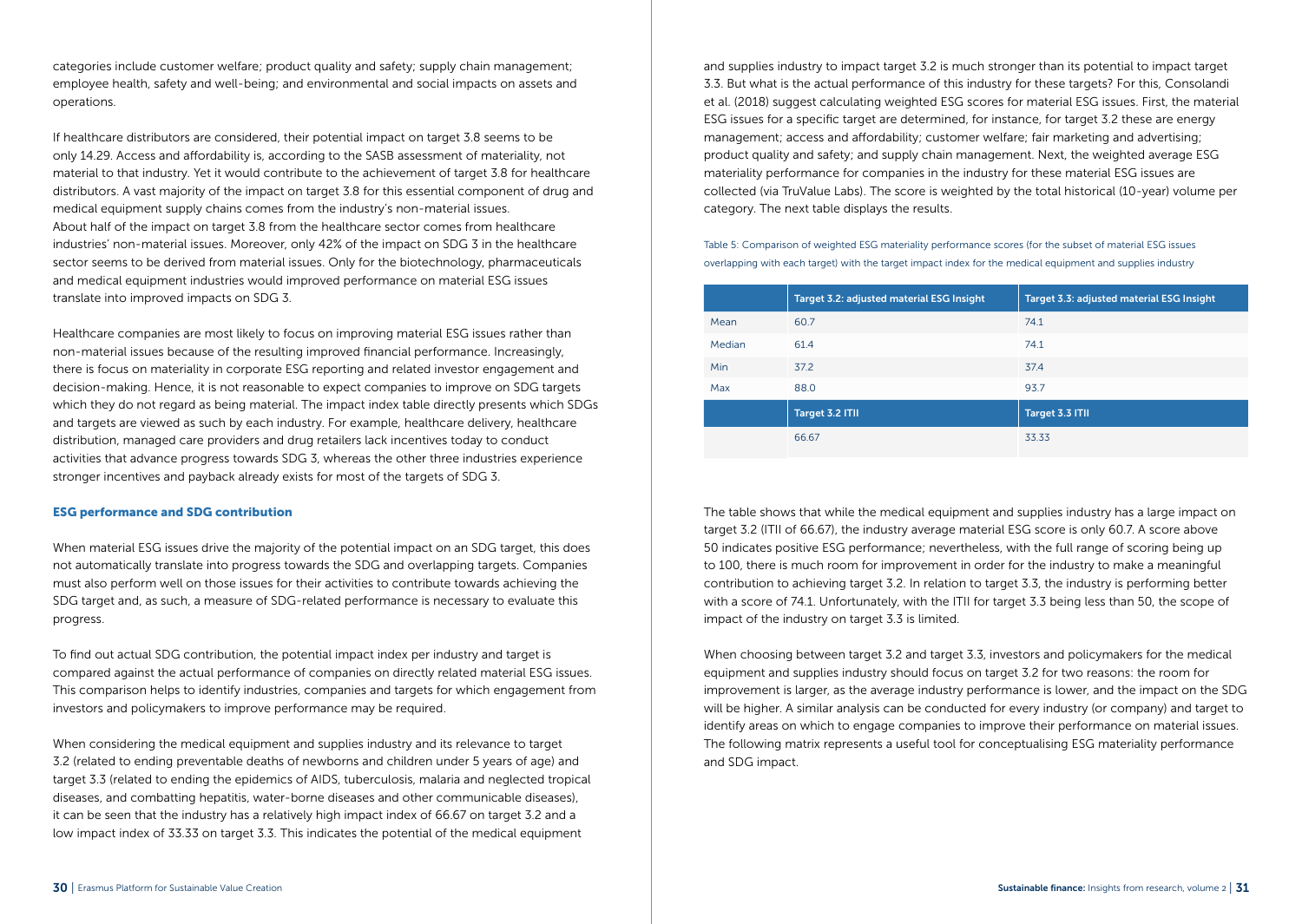categories include customer welfare; product quality and safety; supply chain management; employee health, safety and well-being; and environmental and social impacts on assets and operations.

If healthcare distributors are considered, their potential impact on target 3.8 seems to be only 14.29. Access and affordability is, according to the SASB assessment of materiality, not material to that industry. Yet it would contribute to the achievement of target 3.8 for healthcare distributors. A vast majority of the impact on target 3.8 for this essential component of drug and medical equipment supply chains comes from the industry's non-material issues.
About half of the impact on target 3.8 from the healthcare sector comes from healthcare industries' non-material issues. Moreover, only 42% of the impact on SDG 3 in the healthcare sector seems to be derived from material issues. Only for the biotechnology, pharmaceuticals and medical equipment industries would improved performance on material ESG issues translate into improved impacts on SDG 3.

Healthcare companies are most likely to focus on improving material ESG issues rather than non-material issues because of the resulting improved financial performance. Increasingly, there is focus on materiality in corporate ESG reporting and related investor engagement and decision-making. Hence, it is not reasonable to expect companies to improve on SDG targets which they do not regard as being material. The impact index table directly presents which SDGs and targets are viewed as such by each industry. For example, healthcare delivery, healthcare distribution, managed care providers and drug retailers lack incentives today to conduct activities that advance progress towards SDG 3, whereas the other three industries experience stronger incentives and payback already exists for most of the targets of SDG 3.

### ESG performance and SDG contribution

When material ESG issues drive the majority of the potential impact on an SDG target, this does not automatically translate into progress towards the SDG and overlapping targets. Companies must also perform well on those issues for their activities to contribute towards achieving the SDG target and, as such, a measure of SDG-related performance is necessary to evaluate this progress.

To find out actual SDG contribution, the potential impact index per industry and target is compared against the actual performance of companies on directly related material ESG issues. This comparison helps to identify industries, companies and targets for which engagement from investors and policymakers to improve performance may be required.

When considering the medical equipment and supplies industry and its relevance to target 3.2 (related to ending preventable deaths of newborns and children under 5 years of age) and target 3.3 (related to ending the epidemics of AIDS, tuberculosis, malaria and neglected tropical diseases, and combatting hepatitis, water-borne diseases and other communicable diseases), it can be seen that the industry has a relatively high impact index of 66.67 on target 3.2 and a low impact index of 33.33 on target 3.3. This indicates the potential of the medical equipment and supplies industry to impact target 3.2 is much stronger than its potential to impact target 3.3. But what is the actual performance of this industry for these targets? For this, Consolandi et al. (2018) suggest calculating weighted ESG scores for material ESG issues. First, the material ESG issues for a specific target are determined, for instance, for target 3.2 these are energy management; access and affordability; customer welfare; fair marketing and advertising; product quality and safety; and supply chain management. Next, the weighted average ESG materiality performance for companies in the industry for these material ESG issues are collected (via TruValue Labs). The score is weighted by the total historical (10-year) volume per category. The next table displays the results.

Table 5: Comparison of weighted ESG materiality performance scores (for the subset of material ESG issues overlapping with each target) with the target impact index for the medical equipment and supplies industry

| | Target 3.2: adjusted material ESG Insight | Target 3.3: adjusted material ESG Insight |
|---|---|---|
| Mean | 60.7 | 74.1 |
| Median | 61.4 | 74.1 |
| Min | 37.2 | 37.4 |
| Max | 88.0 | 93.7 |
| | **Target 3.2 ITII** | **Target 3.3 ITII** |
| | 66.67 | 33.33 |

The table shows that while the medical equipment and supplies industry has a large impact on target 3.2 (ITII of 66.67), the industry average material ESG score is only 60.7. A score above 50 indicates positive ESG performance; nevertheless, with the full range of scoring being up to 100, there is much room for improvement in order for the industry to make a meaningful contribution to achieving target 3.2. In relation to target 3.3, the industry is performing better with a score of 74.1. Unfortunately, with the ITII for target 3.3 being less than 50, the scope of impact of the industry on target 3.3 is limited.

When choosing between target 3.2 and target 3.3, investors and policymakers for the medical equipment and supplies industry should focus on target 3.2 for two reasons: the room for improvement is larger, as the average industry performance is lower, and the impact on the SDG will be higher. A similar analysis can be conducted for every industry (or company) and target to identify areas on which to engage companies to improve their performance on material issues. The following matrix represents a useful tool for conceptualising ESG materiality performance and SDG impact.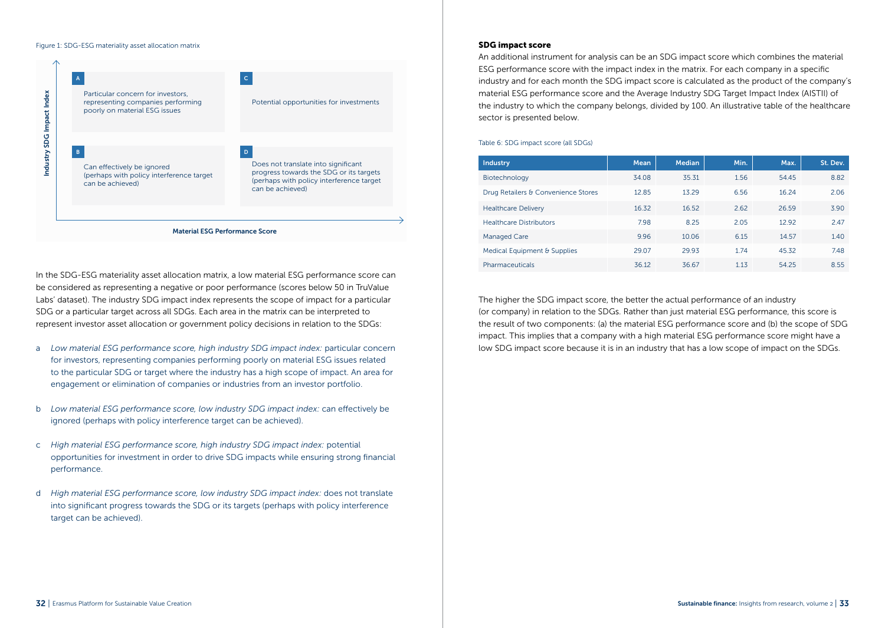Figure 1: SDG-ESG materiality asset allocation matrix

| Industry SDG Impact Index | | |
|---|---|---|
| | **A** Particular concern for investors, representing companies performing poorly on material ESG issues | **C** Potential opportunities for investments |
| | **B** Can effectively be ignored (perhaps with policy interference target can be achieved) | **D** Does not translate into significant progress towards the SDG or its targets (perhaps with policy interference target can be achieved) |
| | Material ESG Performance Score | |

In the SDG-ESG materiality asset allocation matrix, a low material ESG performance score can be considered as representing a negative or poor performance (scores below 50 in TruValue Labs' dataset). The industry SDG impact index represents the scope of impact for a particular SDG or a particular target across all SDGs. Each area in the matrix can be interpreted to represent investor asset allocation or government policy decisions in relation to the SDGs:

a *Low material ESG performance score, high industry SDG impact index:* particular concern for investors, representing companies performing poorly on material ESG issues related to the particular SDG or target where the industry has a high scope of impact. An area for engagement or elimination of companies or industries from an investor portfolio.

b *Low material ESG performance score, low industry SDG impact index:* can effectively be ignored (perhaps with policy interference target can be achieved).

c *High material ESG performance score, high industry SDG impact index:* potential opportunities for investment in order to drive SDG impacts while ensuring strong financial performance.

d *High material ESG performance score, low industry SDG impact index:* does not translate into significant progress towards the SDG or its targets (perhaps with policy interference target can be achieved).

### SDG impact score

An additional instrument for analysis can be an SDG impact score which combines the material ESG performance score with the impact index in the matrix. For each company in a specific industry and for each month the SDG impact score is calculated as the product of the company's material ESG performance score and the Average Industry SDG Target Impact Index (AISTII) of the industry to which the company belongs, divided by 100. An illustrative table of the healthcare sector is presented below.

Table 6: SDG impact score (all SDGs)

| Industry | Mean | Median | Min. | Max. | St. Dev. |
|---|---|---|---|---|---|
| Biotechnology | 34.08 | 35.31 | 1.56 | 54.45 | 8.82 |
| Drug Retailers & Convenience Stores | 12.85 | 13.29 | 6.56 | 16.24 | 2.06 |
| Healthcare Delivery | 16.32 | 16.52 | 2.62 | 26.59 | 3.90 |
| Healthcare Distributors | 7.98 | 8.25 | 2.05 | 12.92 | 2.47 |
| Managed Care | 9.96 | 10.06 | 6.15 | 14.57 | 1.40 |
| Medical Equipment & Supplies | 29.07 | 29.93 | 1.74 | 45.32 | 7.48 |
| Pharmaceuticals | 36.12 | 36.67 | 1.13 | 54.25 | 8.55 |

The higher the SDG impact score, the better the actual performance of an industry (or company) in relation to the SDGs. Rather than just material ESG performance, this score is the result of two components: (a) the material ESG performance score and (b) the scope of SDG impact. This implies that a company with a high material ESG performance score might have a low SDG impact score because it is in an industry that has a low scope of impact on the SDGs.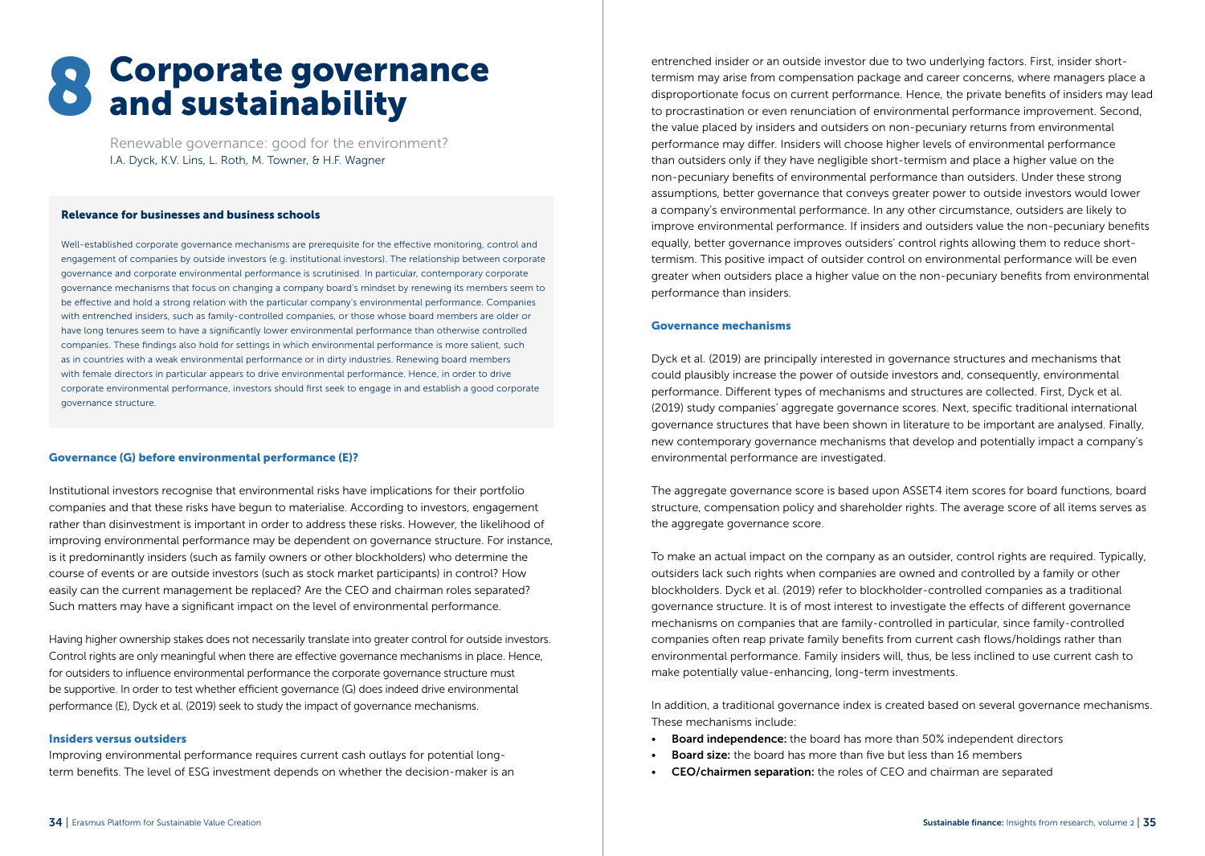# 8 Corporate governance and sustainability

Renewable governance: good for the environment?
I.A. Dyck, K.V. Lins, L. Roth, M. Towner, & H.F. Wagner

#### Relevance for businesses and business schools

Well-established corporate governance mechanisms are prerequisite for the effective monitoring, control and engagement of companies by outside investors (e.g. institutional investors). The relationship between corporate governance and corporate environmental performance is scrutinised. In particular, contemporary corporate governance mechanisms that focus on changing a company board's mindset by renewing its members seem to be effective and hold a strong relation with the particular company's environmental performance. Companies with entrenched insiders, such as family-controlled companies, or those whose board members are older or have long tenures seem to have a significantly lower environmental performance than otherwise controlled companies. These findings also hold for settings in which environmental performance is more salient, such as in countries with a weak environmental performance or in dirty industries. Renewing board members with female directors in particular appears to drive environmental performance. Hence, in order to drive corporate environmental performance, investors should first seek to engage in and establish a good corporate governance structure.

#### Governance (G) before environmental performance (E)?

Institutional investors recognise that environmental risks have implications for their portfolio companies and that these risks have begun to materialise. According to investors, engagement rather than disinvestment is important in order to address these risks. However, the likelihood of improving environmental performance may be dependent on governance structure. For instance, is it predominantly insiders (such as family owners or other blockholders) who determine the course of events or are outside investors (such as stock market participants) in control? How easily can the current management be replaced? Are the CEO and chairman roles separated? Such matters may have a significant impact on the level of environmental performance.

Having higher ownership stakes does not necessarily translate into greater control for outside investors. Control rights are only meaningful when there are effective governance mechanisms in place. Hence, for outsiders to influence environmental performance the corporate governance structure must be supportive. In order to test whether efficient governance (G) does indeed drive environmental performance (E), Dyck et al. (2019) seek to study the impact of governance mechanisms.

#### Insiders versus outsiders

Improving environmental performance requires current cash outlays for potential long-term benefits. The level of ESG investment depends on whether the decision-maker is an entrenched insider or an outside investor due to two underlying factors. First, insider short-termism may arise from compensation package and career concerns, where managers place a disproportionate focus on current performance. Hence, the private benefits of insiders may lead to procrastination or even renunciation of environmental performance improvement. Second, the value placed by insiders and outsiders on non-pecuniary returns from environmental performance may differ. Insiders will choose higher levels of environmental performance than outsiders only if they have negligible short-termism and place a higher value on the non-pecuniary benefits of environmental performance than outsiders. Under these strong assumptions, better governance that conveys greater power to outside investors would lower a company's environmental performance. In any other circumstance, outsiders are likely to improve environmental performance. If insiders and outsiders value the non-pecuniary benefits equally, better governance improves outsiders' control rights allowing them to reduce short-termism. This positive impact of outsider control on environmental performance will be even greater when outsiders place a higher value on the non-pecuniary benefits from environmental performance than insiders.

#### Governance mechanisms

Dyck et al. (2019) are principally interested in governance structures and mechanisms that could plausibly increase the power of outside investors and, consequently, environmental performance. Different types of mechanisms and structures are collected. First, Dyck et al. (2019) study companies' aggregate governance scores. Next, specific traditional international governance structures that have been shown in literature to be important are analysed. Finally, new contemporary governance mechanisms that develop and potentially impact a company's environmental performance are investigated.

The aggregate governance score is based upon ASSET4 item scores for board functions, board structure, compensation policy and shareholder rights. The average score of all items serves as the aggregate governance score.

To make an actual impact on the company as an outsider, control rights are required. Typically, outsiders lack such rights when companies are owned and controlled by a family or other blockholders. Dyck et al. (2019) refer to blockholder-controlled companies as a traditional governance structure. It is of most interest to investigate the effects of different governance mechanisms on companies that are family-controlled in particular, since family-controlled companies often reap private family benefits from current cash flows/holdings rather than environmental performance. Family insiders will, thus, be less inclined to use current cash to make potentially value-enhancing, long-term investments.

In addition, a traditional governance index is created based on several governance mechanisms. These mechanisms include:

- **Board independence:** the board has more than 50% independent directors
- **Board size:** the board has more than five but less than 16 members
- **CEO/chairmen separation:** the roles of CEO and chairman are separated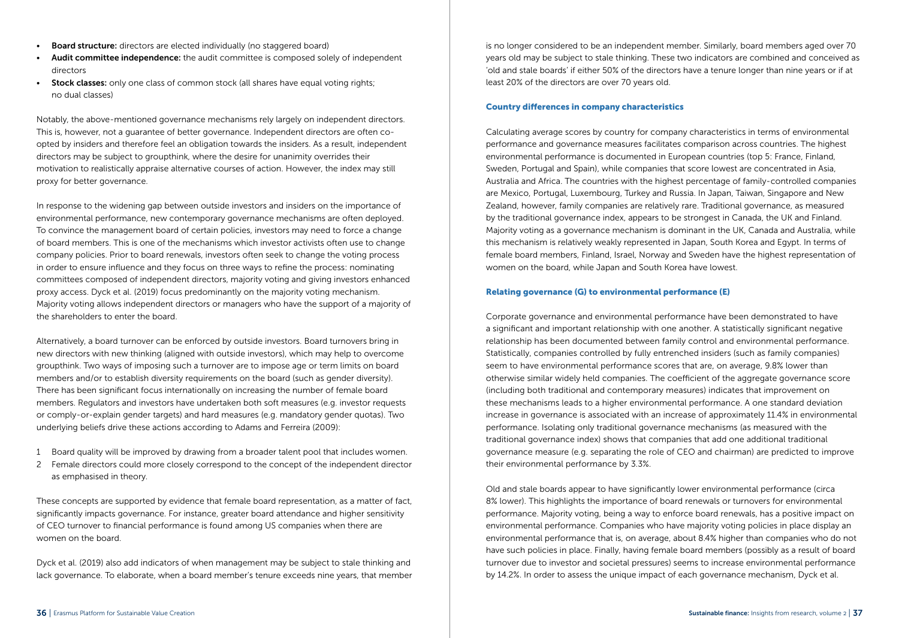- **Board structure:** directors are elected individually (no staggered board)
- **Audit committee independence:** the audit committee is composed solely of independent directors
- **Stock classes:** only one class of common stock (all shares have equal voting rights; no dual classes)

Notably, the above-mentioned governance mechanisms rely largely on independent directors. This is, however, not a guarantee of better governance. Independent directors are often co-opted by insiders and therefore feel an obligation towards the insiders. As a result, independent directors may be subject to groupthink, where the desire for unanimity overrides their motivation to realistically appraise alternative courses of action. However, the index may still proxy for better governance.

In response to the widening gap between outside investors and insiders on the importance of environmental performance, new contemporary governance mechanisms are often deployed. To convince the management board of certain policies, investors may need to force a change of board members. This is one of the mechanisms which investor activists often use to change company policies. Prior to board renewals, investors often seek to change the voting process in order to ensure influence and they focus on three ways to refine the process: nominating committees composed of independent directors, majority voting and giving investors enhanced proxy access. Dyck et al. (2019) focus predominantly on the majority voting mechanism. Majority voting allows independent directors or managers who have the support of a majority of the shareholders to enter the board.

Alternatively, a board turnover can be enforced by outside investors. Board turnovers bring in new directors with new thinking (aligned with outside investors), which may help to overcome groupthink. Two ways of imposing such a turnover are to impose age or term limits on board members and/or to establish diversity requirements on the board (such as gender diversity). There has been significant focus internationally on increasing the number of female board members. Regulators and investors have undertaken both soft measures (e.g. investor requests or comply-or-explain gender targets) and hard measures (e.g. mandatory gender quotas). Two underlying beliefs drive these actions according to Adams and Ferreira (2009):

1. Board quality will be improved by drawing from a broader talent pool that includes women.
2. Female directors could more closely correspond to the concept of the independent director as emphasised in theory.

These concepts are supported by evidence that female board representation, as a matter of fact, significantly impacts governance. For instance, greater board attendance and higher sensitivity of CEO turnover to financial performance is found among US companies when there are women on the board.

Dyck et al. (2019) also add indicators of when management may be subject to stale thinking and lack governance. To elaborate, when a board member's tenure exceeds nine years, that member is no longer considered to be an independent member. Similarly, board members aged over 70 years old may be subject to stale thinking. These two indicators are combined and conceived as 'old and stale boards' if either 50% of the directors have a tenure longer than nine years or if at least 20% of the directors are over 70 years old.

### Country differences in company characteristics

Calculating average scores by country for company characteristics in terms of environmental performance and governance measures facilitates comparison across countries. The highest environmental performance is documented in European countries (top 5: France, Finland, Sweden, Portugal and Spain), while companies that score lowest are concentrated in Asia, Australia and Africa. The countries with the highest percentage of family-controlled companies are Mexico, Portugal, Luxembourg, Turkey and Russia. In Japan, Taiwan, Singapore and New Zealand, however, family companies are relatively rare. Traditional governance, as measured by the traditional governance index, appears to be strongest in Canada, the UK and Finland. Majority voting as a governance mechanism is dominant in the UK, Canada and Australia, while this mechanism is relatively weakly represented in Japan, South Korea and Egypt. In terms of female board members, Finland, Israel, Norway and Sweden have the highest representation of women on the board, while Japan and South Korea have lowest.

### Relating governance (G) to environmental performance (E)

Corporate governance and environmental performance have been demonstrated to have a significant and important relationship with one another. A statistically significant negative relationship has been documented between family control and environmental performance. Statistically, companies controlled by fully entrenched insiders (such as family companies) seem to have environmental performance scores that are, on average, 9.8% lower than otherwise similar widely held companies. The coefficient of the aggregate governance score (including both traditional and contemporary measures) indicates that improvement on these mechanisms leads to a higher environmental performance. A one standard deviation increase in governance is associated with an increase of approximately 11.4% in environmental performance. Isolating only traditional governance mechanisms (as measured with the traditional governance index) shows that companies that add one additional traditional governance measure (e.g. separating the role of CEO and chairman) are predicted to improve their environmental performance by 3.3%.

Old and stale boards appear to have significantly lower environmental performance (circa 8% lower). This highlights the importance of board renewals or turnovers for environmental performance. Majority voting, being a way to enforce board renewals, has a positive impact on environmental performance. Companies who have majority voting policies in place display an environmental performance that is, on average, about 8.4% higher than companies who do not have such policies in place. Finally, having female board members (possibly as a result of board turnover due to investor and societal pressures) seems to increase environmental performance by 14.2%. In order to assess the unique impact of each governance mechanism, Dyck et al.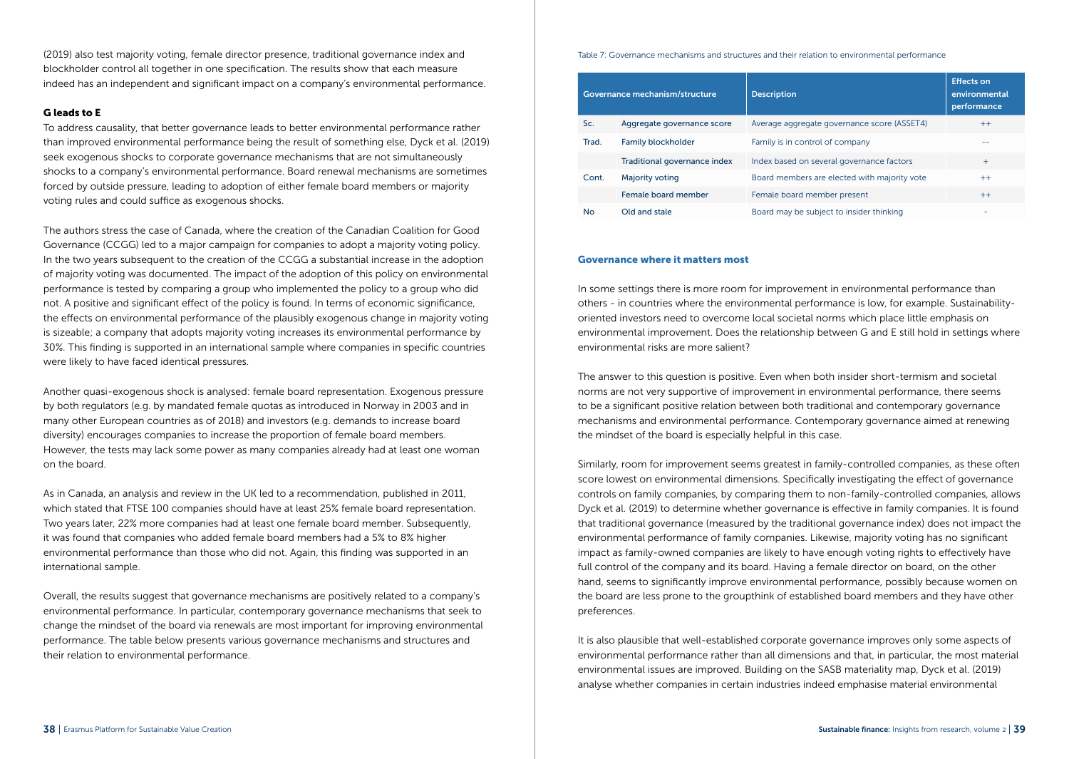(2019) also test majority voting, female director presence, traditional governance index and blockholder control all together in one specification. The results show that each measure indeed has an independent and significant impact on a company's environmental performance.

### G leads to E

To address causality, that better governance leads to better environmental performance rather than improved environmental performance being the result of something else, Dyck et al. (2019) seek exogenous shocks to corporate governance mechanisms that are not simultaneously shocks to a company's environmental performance. Board renewal mechanisms are sometimes forced by outside pressure, leading to adoption of either female board members or majority voting rules and could suffice as exogenous shocks.

The authors stress the case of Canada, where the creation of the Canadian Coalition for Good Governance (CCGG) led to a major campaign for companies to adopt a majority voting policy. In the two years subsequent to the creation of the CCGG a substantial increase in the adoption of majority voting was documented. The impact of the adoption of this policy on environmental performance is tested by comparing a group who implemented the policy to a group who did not. A positive and significant effect of the policy is found. In terms of economic significance, the effects on environmental performance of the plausibly exogenous change in majority voting is sizeable; a company that adopts majority voting increases its environmental performance by 30%. This finding is supported in an international sample where companies in specific countries were likely to have faced identical pressures.

Another quasi-exogenous shock is analysed: female board representation. Exogenous pressure by both regulators (e.g. by mandated female quotas as introduced in Norway in 2003 and in many other European countries as of 2018) and investors (e.g. demands to increase board diversity) encourages companies to increase the proportion of female board members. However, the tests may lack some power as many companies already had at least one woman on the board.

As in Canada, an analysis and review in the UK led to a recommendation, published in 2011, which stated that FTSE 100 companies should have at least 25% female board representation. Two years later, 22% more companies had at least one female board member. Subsequently, it was found that companies who added female board members had a 5% to 8% higher environmental performance than those who did not. Again, this finding was supported in an international sample.

Overall, the results suggest that governance mechanisms are positively related to a company's environmental performance. In particular, contemporary governance mechanisms that seek to change the mindset of the board via renewals are most important for improving environmental performance. The table below presents various governance mechanisms and structures and their relation to environmental performance.

Table 7: Governance mechanisms and structures and their relation to environmental performance

| Governance mechanism/structure | | Description | Effects on environmental performance |
|---|---|---|---|
| Sc. | Aggregate governance score | Average aggregate governance score (ASSET4) | ++ |
| Trad. | Family blockholder | Family is in control of company | -- |
| | Traditional governance index | Index based on several governance factors | + |
| Cont. | Majority voting | Board members are elected with majority vote | ++ |
| | Female board member | Female board member present | ++ |
| No | Old and stale | Board may be subject to insider thinking | - |

### Governance where it matters most

In some settings there is more room for improvement in environmental performance than others - in countries where the environmental performance is low, for example. Sustainability-oriented investors need to overcome local societal norms which place little emphasis on environmental improvement. Does the relationship between G and E still hold in settings where environmental risks are more salient?

The answer to this question is positive. Even when both insider short-termism and societal norms are not very supportive of improvement in environmental performance, there seems to be a significant positive relation between both traditional and contemporary governance mechanisms and environmental performance. Contemporary governance aimed at renewing the mindset of the board is especially helpful in this case.

Similarly, room for improvement seems greatest in family-controlled companies, as these often score lowest on environmental dimensions. Specifically investigating the effect of governance controls on family companies, by comparing them to non-family-controlled companies, allows Dyck et al. (2019) to determine whether governance is effective in family companies. It is found that traditional governance (measured by the traditional governance index) does not impact the environmental performance of family companies. Likewise, majority voting has no significant impact as family-owned companies are likely to have enough voting rights to effectively have full control of the company and its board. Having a female director on board, on the other hand, seems to significantly improve environmental performance, possibly because women on the board are less prone to the groupthink of established board members and they have other preferences.

It is also plausible that well-established corporate governance improves only some aspects of environmental performance rather than all dimensions and that, in particular, the most material environmental issues are improved. Building on the SASB materiality map, Dyck et al. (2019) analyse whether companies in certain industries indeed emphasise material environmental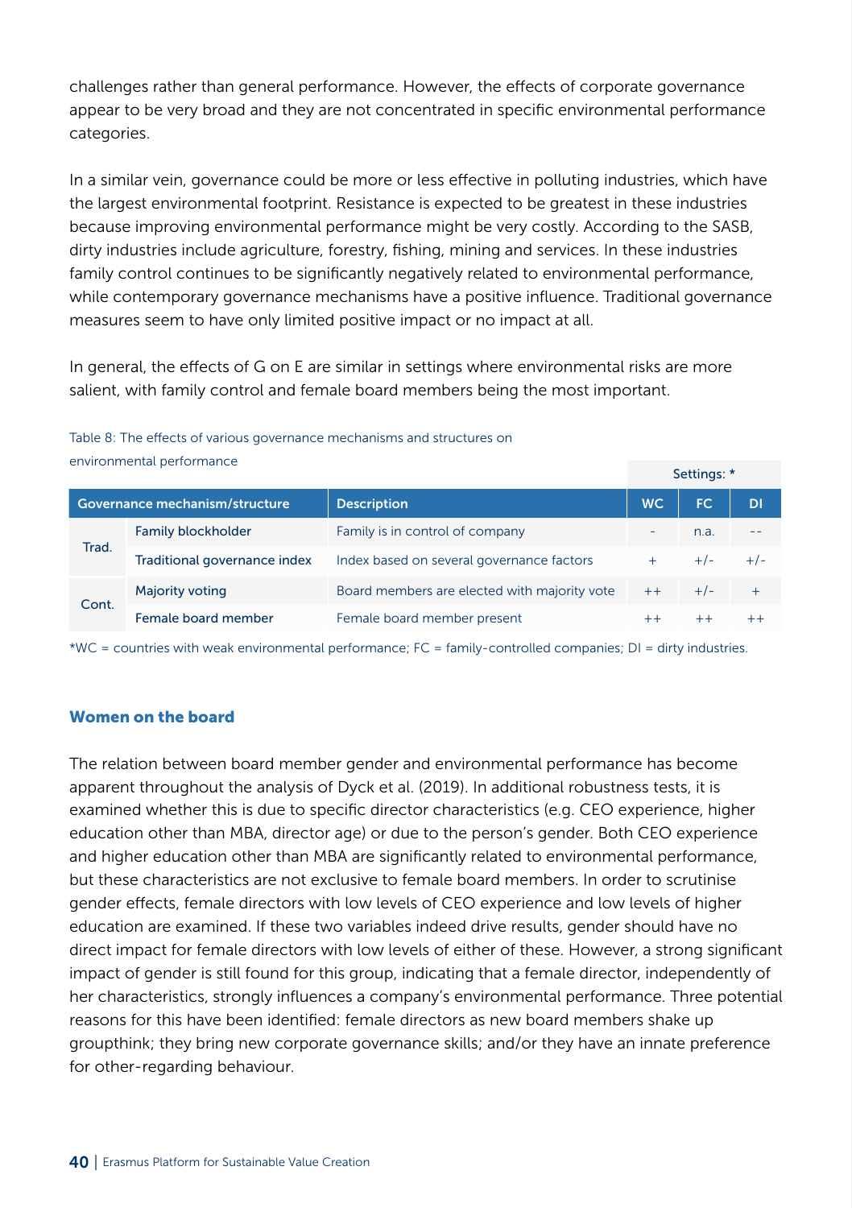challenges rather than general performance. However, the effects of corporate governance appear to be very broad and they are not concentrated in specific environmental performance categories.

In a similar vein, governance could be more or less effective in polluting industries, which have the largest environmental footprint. Resistance is expected to be greatest in these industries because improving environmental performance might be very costly. According to the SASB, dirty industries include agriculture, forestry, fishing, mining and services. In these industries family control continues to be significantly negatively related to environmental performance, while contemporary governance mechanisms have a positive influence. Traditional governance measures seem to have only limited positive impact or no impact at all.

In general, the effects of G on E are similar in settings where environmental risks are more salient, with family control and female board members being the most important.

Table 8: The effects of various governance mechanisms and structures on environmental performance

| | | | Settings: * | | |
|---|---|---|---|---|---|
| **Governance mechanism/structure** | | **Description** | **WC** | **FC** | **DI** |
| Trad. | Family blockholder | Family is in control of company | - | n.a. | -- |
| | Traditional governance index | Index based on several governance factors | + | +/- | +/- |
| Cont. | Majority voting | Board members are elected with majority vote | ++ | +/- | + |
| | Female board member | Female board member present | ++ | ++ | ++ |

*WC = countries with weak environmental performance; FC = family-controlled companies; DI = dirty industries.

### Women on the board

The relation between board member gender and environmental performance has become apparent throughout the analysis of Dyck et al. (2019). In additional robustness tests, it is examined whether this is due to specific director characteristics (e.g. CEO experience, higher education other than MBA, director age) or due to the person's gender. Both CEO experience and higher education other than MBA are significantly related to environmental performance, but these characteristics are not exclusive to female board members. In order to scrutinise gender effects, female directors with low levels of CEO experience and low levels of higher education are examined. If these two variables indeed drive results, gender should have no direct impact for female directors with low levels of either of these. However, a strong significant impact of gender is still found for this group, indicating that a female director, independently of her characteristics, strongly influences a company's environmental performance. Three potential reasons for this have been identified: female directors as new board members shake up groupthink; they bring new corporate governance skills; and/or they have an innate preference for other-regarding behaviour.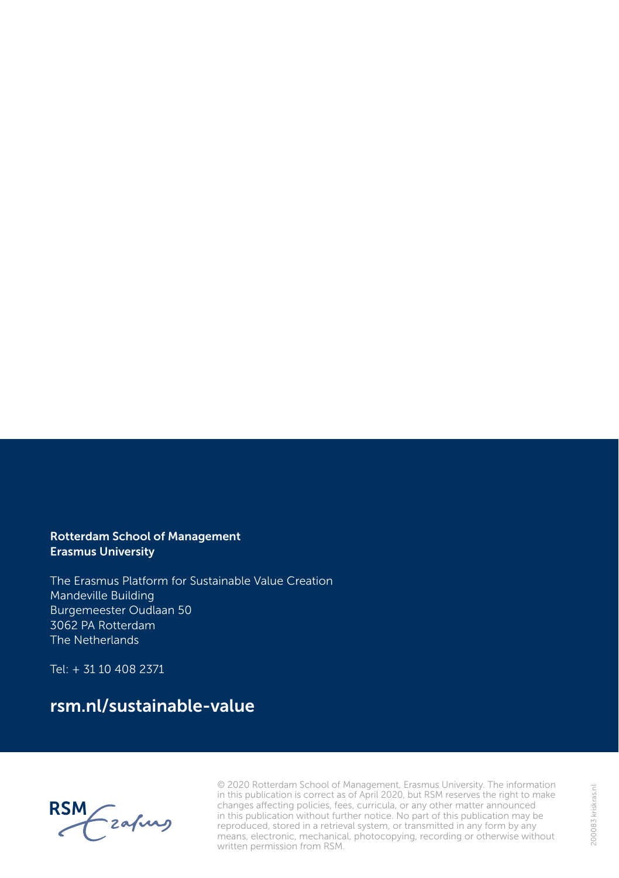**Rotterdam School of Management**
**Erasmus University**

The Erasmus Platform for Sustainable Value Creation
Mandeville Building
Burgemeester Oudlaan 50
3062 PA Rotterdam
The Netherlands

Tel: + 31 10 408 2371

## rsm.nl/sustainable-value

© 2020 Rotterdam School of Management, Erasmus University. The information in this publication is correct as of April 2020, but RSM reserves the right to make changes affecting policies, fees, curricula, or any other matter announced in this publication without further notice. No part of this publication may be reproduced, stored in a retrieval system, or transmitted in any form by any means, electronic, mechanical, photocopying, recording or otherwise without written permission from RSM.

200083 kriskras.nl